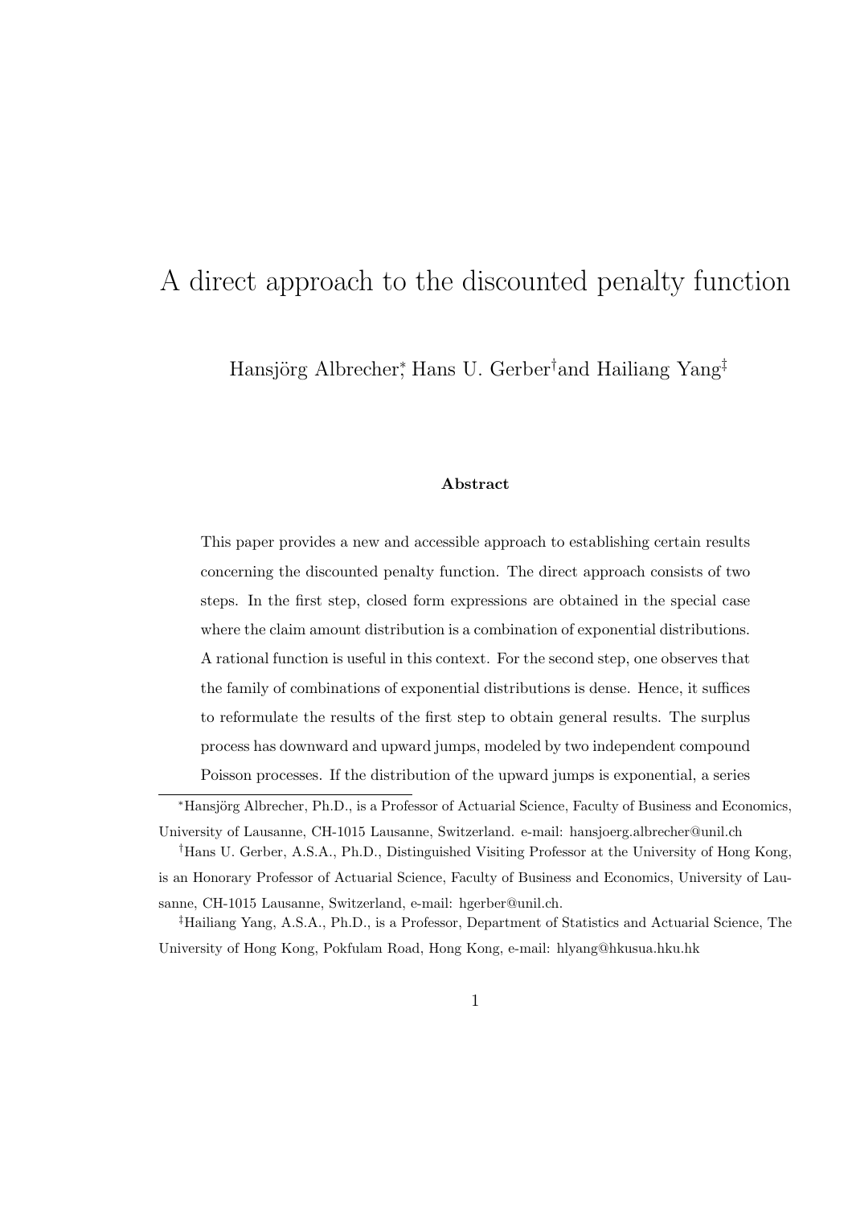# A direct approach to the discounted penalty function

Hansjörg Albrecher[*], Hans U. Gerber[†] and Hailiang Yang[‡]

### Abstract

This paper provides a new and accessible approach to establishing certain results concerning the discounted penalty function. The direct approach consists of two steps. In the first step, closed form expressions are obtained in the special case where the claim amount distribution is a combination of exponential distributions. A rational function is useful in this context. For the second step, one observes that the family of combinations of exponential distributions is dense. Hence, it suffices to reformulate the results of the first step to obtain general results. The surplus process has downward and upward jumps, modeled by two independent compound Poisson processes. If the distribution of the upward jumps is exponential, a series

---

[*] Hansjörg Albrecher, Ph.D., is a Professor of Actuarial Science, Faculty of Business and Economics, University of Lausanne, CH-1015 Lausanne, Switzerland. e-mail: hansjoerg.albrecher@unil.ch

[†] Hans U. Gerber, A.S.A., Ph.D., Distinguished Visiting Professor at the University of Hong Kong, is an Honorary Professor of Actuarial Science, Faculty of Business and Economics, University of Lausanne, CH-1015 Lausanne, Switzerland, e-mail: hgerber@unil.ch.

[‡] Hailiang Yang, A.S.A., Ph.D., is a Professor, Department of Statistics and Actuarial Science, The University of Hong Kong, Pokfulam Road, Hong Kong, e-mail: hlyang@hkusua.hku.hk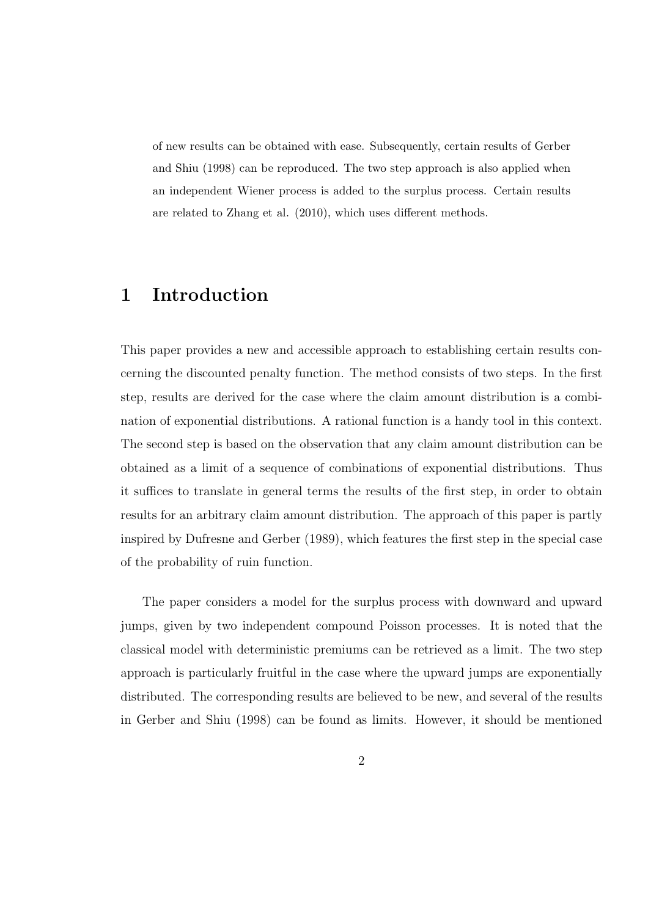of new results can be obtained with ease. Subsequently, certain results of Gerber and Shiu (1998) can be reproduced. The two step approach is also applied when an independent Wiener process is added to the surplus process. Certain results are related to Zhang et al. (2010), which uses different methods.

# 1 Introduction

This paper provides a new and accessible approach to establishing certain results concerning the discounted penalty function. The method consists of two steps. In the first step, results are derived for the case where the claim amount distribution is a combination of exponential distributions. A rational function is a handy tool in this context. The second step is based on the observation that any claim amount distribution can be obtained as a limit of a sequence of combinations of exponential distributions. Thus it suffices to translate in general terms the results of the first step, in order to obtain results for an arbitrary claim amount distribution. The approach of this paper is partly inspired by Dufresne and Gerber (1989), which features the first step in the special case of the probability of ruin function.

The paper considers a model for the surplus process with downward and upward jumps, given by two independent compound Poisson processes. It is noted that the classical model with deterministic premiums can be retrieved as a limit. The two step approach is particularly fruitful in the case where the upward jumps are exponentially distributed. The corresponding results are believed to be new, and several of the results in Gerber and Shiu (1998) can be found as limits. However, it should be mentioned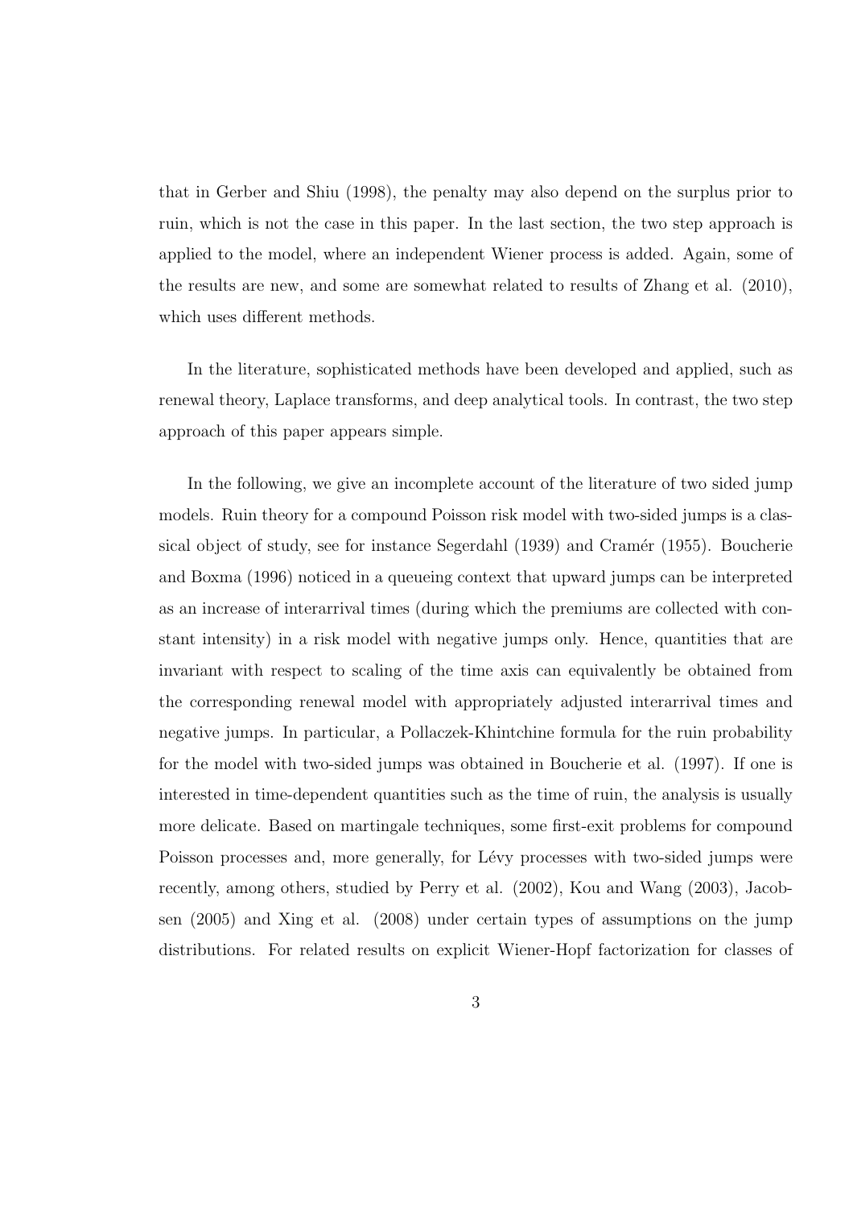that in Gerber and Shiu (1998), the penalty may also depend on the surplus prior to ruin, which is not the case in this paper. In the last section, the two step approach is applied to the model, where an independent Wiener process is added. Again, some of the results are new, and some are somewhat related to results of Zhang et al. (2010), which uses different methods.

In the literature, sophisticated methods have been developed and applied, such as renewal theory, Laplace transforms, and deep analytical tools. In contrast, the two step approach of this paper appears simple.

In the following, we give an incomplete account of the literature of two sided jump models. Ruin theory for a compound Poisson risk model with two-sided jumps is a classical object of study, see for instance Segerdahl (1939) and Cramér (1955). Boucherie and Boxma (1996) noticed in a queueing context that upward jumps can be interpreted as an increase of interarrival times (during which the premiums are collected with constant intensity) in a risk model with negative jumps only. Hence, quantities that are invariant with respect to scaling of the time axis can equivalently be obtained from the corresponding renewal model with appropriately adjusted interarrival times and negative jumps. In particular, a Pollaczek-Khintchine formula for the ruin probability for the model with two-sided jumps was obtained in Boucherie et al. (1997). If one is interested in time-dependent quantities such as the time of ruin, the analysis is usually more delicate. Based on martingale techniques, some first-exit problems for compound Poisson processes and, more generally, for Lévy processes with two-sided jumps were recently, among others, studied by Perry et al. (2002), Kou and Wang (2003), Jacobsen (2005) and Xing et al. (2008) under certain types of assumptions on the jump distributions. For related results on explicit Wiener-Hopf factorization for classes of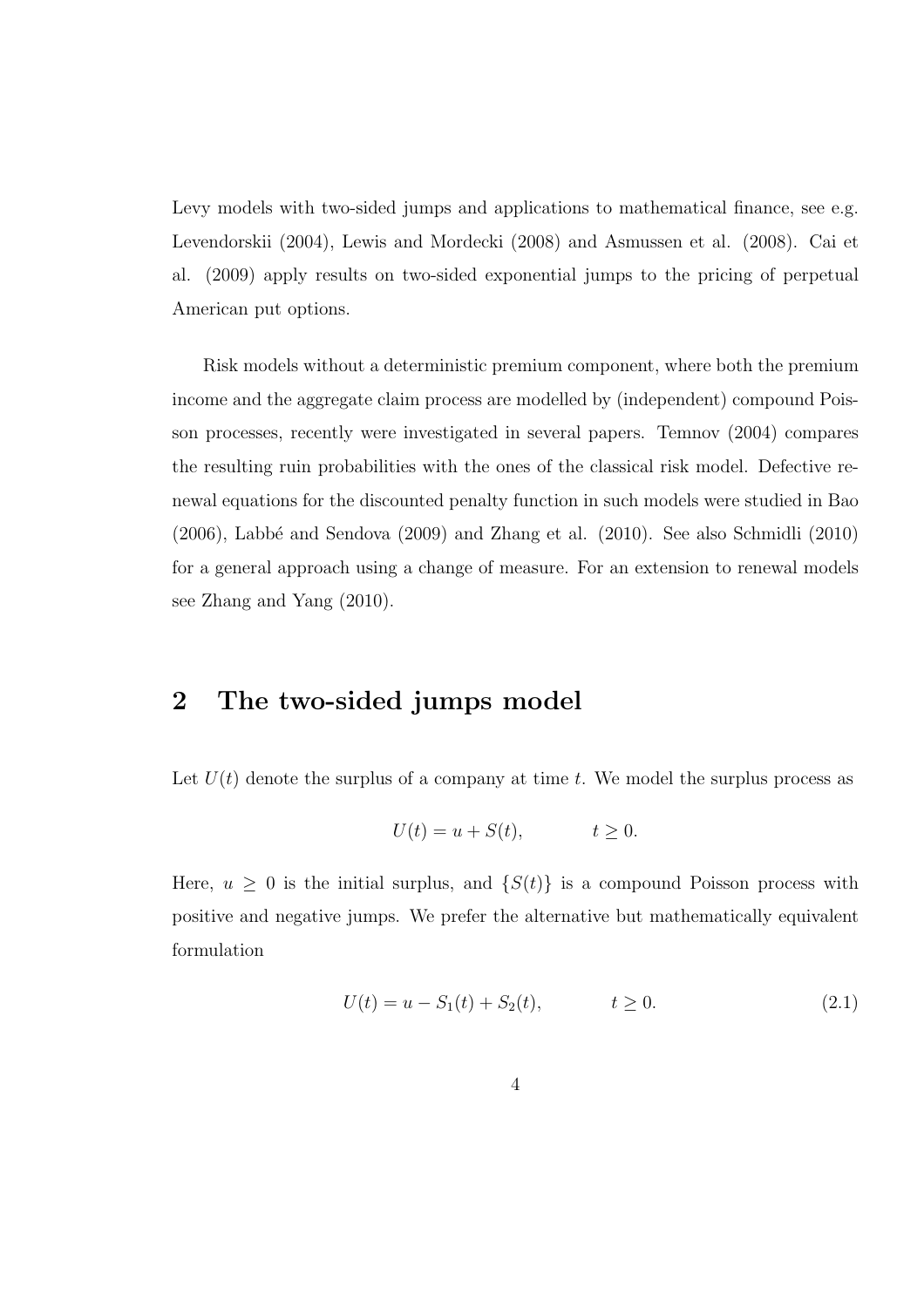Levy models with two-sided jumps and applications to mathematical finance, see e.g. Levendorskii (2004), Lewis and Mordecki (2008) and Asmussen et al. (2008). Cai et al. (2009) apply results on two-sided exponential jumps to the pricing of perpetual American put options.

Risk models without a deterministic premium component, where both the premium income and the aggregate claim process are modelled by (independent) compound Poisson processes, recently were investigated in several papers. Temnov (2004) compares the resulting ruin probabilities with the ones of the classical risk model. Defective renewal equations for the discounted penalty function in such models were studied in Bao (2006), Labbé and Sendova (2009) and Zhang et al. (2010). See also Schmidli (2010) for a general approach using a change of measure. For an extension to renewal models see Zhang and Yang (2010).

## 2 The two-sided jumps model

Let $U(t)$ denote the surplus of a company at time $t$. We model the surplus process as

$$U(t) = u + S(t), \qquad t \geq 0.$$

Here, $u \geq 0$ is the initial surplus, and $\{S(t)\}$ is a compound Poisson process with positive and negative jumps. We prefer the alternative but mathematically equivalent formulation

$$U(t) = u - S_1(t) + S_2(t), \qquad t \geq 0. \tag{2.1}$$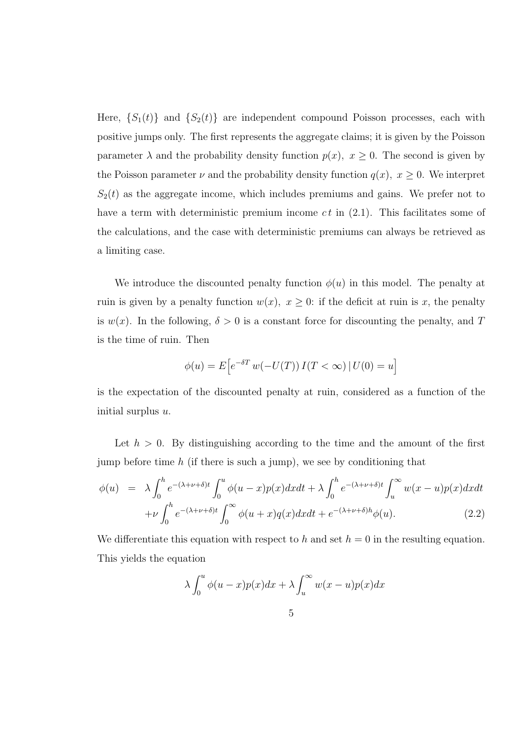Here, $\{S_1(t)\}$ and $\{S_2(t)\}$ are independent compound Poisson processes, each with positive jumps only. The first represents the aggregate claims; it is given by the Poisson parameter $\lambda$ and the probability density function $p(x),\ x \geq 0$. The second is given by the Poisson parameter $\nu$ and the probability density function $q(x),\ x \geq 0$. We interpret $S_2(t)$ as the aggregate income, which includes premiums and gains. We prefer not to have a term with deterministic premium income $c\,t$ in (2.1). This facilitates some of the calculations, and the case with deterministic premiums can always be retrieved as a limiting case.

We introduce the discounted penalty function $\phi(u)$ in this model. The penalty at ruin is given by a penalty function $w(x),\ x \geq 0$: if the deficit at ruin is $x$, the penalty is $w(x)$. In the following, $\delta > 0$ is a constant force for discounting the penalty, and $T$ is the time of ruin. Then

$$\phi(u) = E\Big[e^{-\delta T}\, w(-U(T))\, I(T < \infty)\,|\, U(0) = u\Big]$$

is the expectation of the discounted penalty at ruin, considered as a function of the initial surplus $u$.

Let $h > 0$. By distinguishing according to the time and the amount of the first jump before time $h$ (if there is such a jump), we see by conditioning that

$$\begin{aligned}\phi(u) \;&=\; \lambda \int_0^h e^{-(\lambda+\nu+\delta)t} \int_0^u \phi(u-x)p(x)dxdt + \lambda \int_0^h e^{-(\lambda+\nu+\delta)t} \int_u^\infty w(x-u)p(x)dxdt \\ &\quad + \nu \int_0^h e^{-(\lambda+\nu+\delta)t} \int_0^\infty \phi(u+x)q(x)dxdt + e^{-(\lambda+\nu+\delta)h}\phi(u). \qquad (2.2)\end{aligned}$$

We differentiate this equation with respect to $h$ and set $h = 0$ in the resulting equation. This yields the equation

$$\lambda \int_0^u \phi(u-x)p(x)dx + \lambda \int_u^\infty w(x-u)p(x)dx$$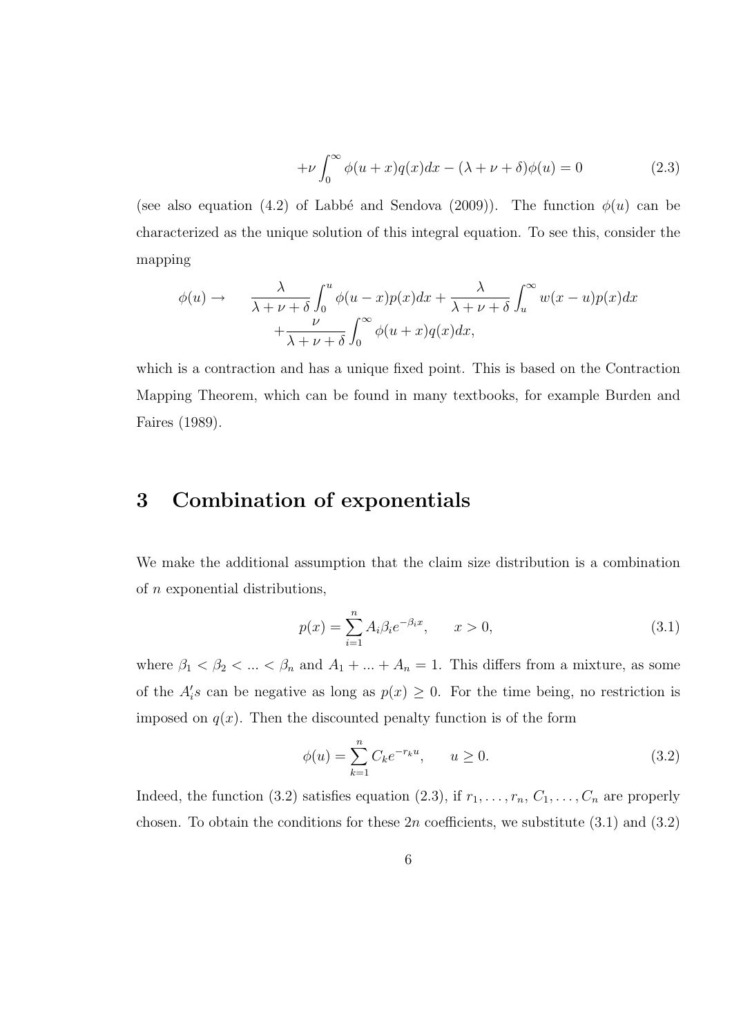$$+\nu \int_0^\infty \phi(u+x)q(x)dx - (\lambda+\nu+\delta)\phi(u) = 0 \tag{2.3}$$

(see also equation (4.2) of Labbé and Sendova (2009)). The function $\phi(u)$ can be characterized as the unique solution of this integral equation. To see this, consider the mapping

$$\begin{aligned}\phi(u) \to \qquad & \frac{\lambda}{\lambda+\nu+\delta}\int_0^u \phi(u-x)p(x)dx + \frac{\lambda}{\lambda+\nu+\delta}\int_u^\infty w(x-u)p(x)dx \\ & + \frac{\nu}{\lambda+\nu+\delta}\int_0^\infty \phi(u+x)q(x)dx,\end{aligned}$$

which is a contraction and has a unique fixed point. This is based on the Contraction Mapping Theorem, which can be found in many textbooks, for example Burden and Faires (1989).

# 3 Combination of exponentials

We make the additional assumption that the claim size distribution is a combination of $n$ exponential distributions,

$$p(x) = \sum_{i=1}^{n} A_i \beta_i e^{-\beta_i x}, \qquad x > 0, \tag{3.1}$$

where $\beta_1 < \beta_2 < ... < \beta_n$ and $A_1 + ... + A_n = 1$. This differs from a mixture, as some of the $A_i's$ can be negative as long as $p(x) \geq 0$. For the time being, no restriction is imposed on $q(x)$. Then the discounted penalty function is of the form

$$\phi(u) = \sum_{k=1}^{n} C_k e^{-r_k u}, \qquad u \geq 0. \tag{3.2}$$

Indeed, the function (3.2) satisfies equation (2.3), if $r_1, \ldots, r_n$, $C_1, \ldots, C_n$ are properly chosen. To obtain the conditions for these $2n$ coefficients, we substitute (3.1) and (3.2)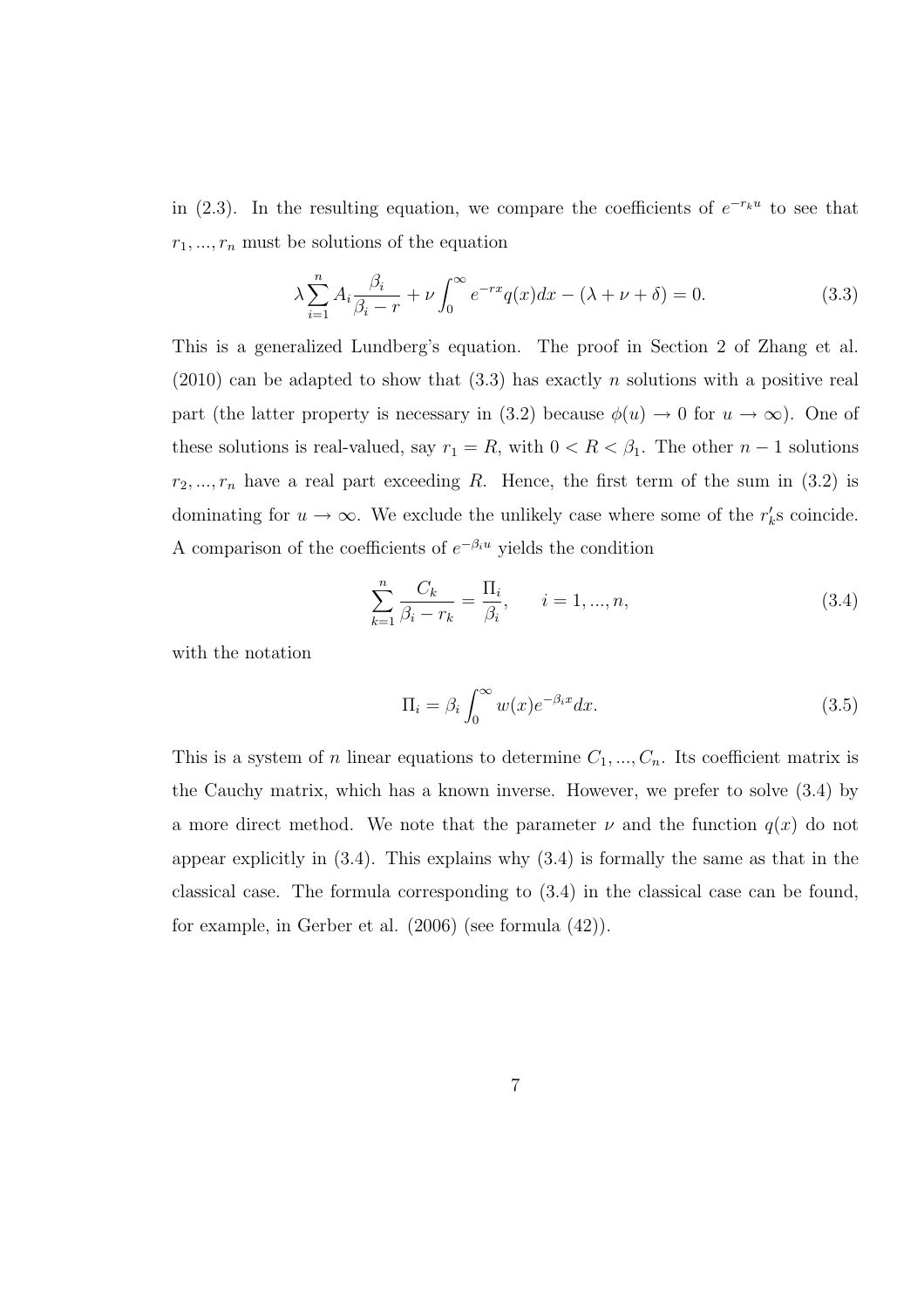in (2.3). In the resulting equation, we compare the coefficients of $e^{-r_k u}$ to see that $r_1, ..., r_n$ must be solutions of the equation

$$\lambda \sum_{i=1}^{n} A_i \frac{\beta_i}{\beta_i - r} + \nu \int_0^\infty e^{-rx} q(x) dx - (\lambda + \nu + \delta) = 0. \tag{3.3}$$

This is a generalized Lundberg's equation. The proof in Section 2 of Zhang et al. (2010) can be adapted to show that (3.3) has exactly $n$ solutions with a positive real part (the latter property is necessary in (3.2) because $\phi(u) \to 0$ for $u \to \infty$). One of these solutions is real-valued, say $r_1 = R$, with $0 < R < \beta_1$. The other $n-1$ solutions $r_2, ..., r_n$ have a real part exceeding $R$. Hence, the first term of the sum in (3.2) is dominating for $u \to \infty$. We exclude the unlikely case where some of the $r_k'$s coincide. A comparison of the coefficients of $e^{-\beta_i u}$ yields the condition

$$\sum_{k=1}^{n} \frac{C_k}{\beta_i - r_k} = \frac{\Pi_i}{\beta_i}, \qquad i = 1, ..., n, \tag{3.4}$$

with the notation

$$\Pi_i = \beta_i \int_0^\infty w(x) e^{-\beta_i x} dx. \tag{3.5}$$

This is a system of $n$ linear equations to determine $C_1, ..., C_n$. Its coefficient matrix is the Cauchy matrix, which has a known inverse. However, we prefer to solve (3.4) by a more direct method. We note that the parameter $\nu$ and the function $q(x)$ do not appear explicitly in (3.4). This explains why (3.4) is formally the same as that in the classical case. The formula corresponding to (3.4) in the classical case can be found, for example, in Gerber et al. (2006) (see formula (42)).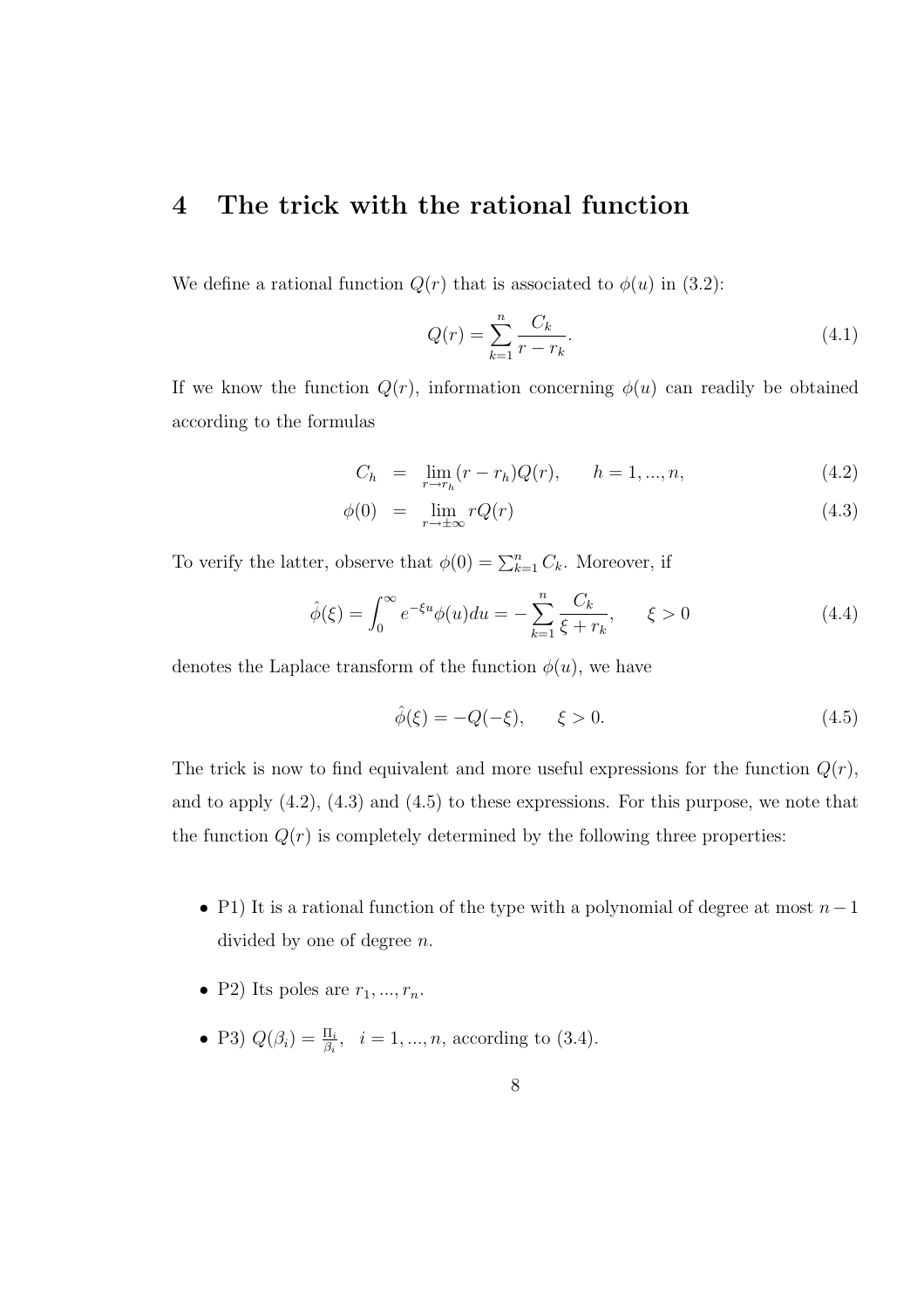# 4 The trick with the rational function

We define a rational function $Q(r)$ that is associated to $\phi(u)$ in (3.2):

$$Q(r) = \sum_{k=1}^{n} \frac{C_k}{r - r_k}. \tag{4.1}$$

If we know the function $Q(r)$, information concerning $\phi(u)$ can readily be obtained according to the formulas

$$C_h = \lim_{r \to r_h} (r - r_h) Q(r), \qquad h = 1, ..., n, \tag{4.2}$$

$$\phi(0) = \lim_{r \to \pm\infty} r Q(r) \tag{4.3}$$

To verify the latter, observe that $\phi(0) = \sum_{k=1}^{n} C_k$. Moreover, if

$$\hat{\phi}(\xi) = \int_0^\infty e^{-\xi u} \phi(u) du = - \sum_{k=1}^{n} \frac{C_k}{\xi + r_k}, \qquad \xi > 0 \tag{4.4}$$

denotes the Laplace transform of the function $\phi(u)$, we have

$$\hat{\phi}(\xi) = -Q(-\xi), \qquad \xi > 0. \tag{4.5}$$

The trick is now to find equivalent and more useful expressions for the function $Q(r)$, and to apply (4.2), (4.3) and (4.5) to these expressions. For this purpose, we note that the function $Q(r)$ is completely determined by the following three properties:

- P1) It is a rational function of the type with a polynomial of degree at most $n-1$ divided by one of degree $n$.
- P2) Its poles are $r_1, ..., r_n$.
- P3) $Q(\beta_i) = \frac{\Pi_i}{\beta_i}, \quad i = 1, ..., n$, according to (3.4).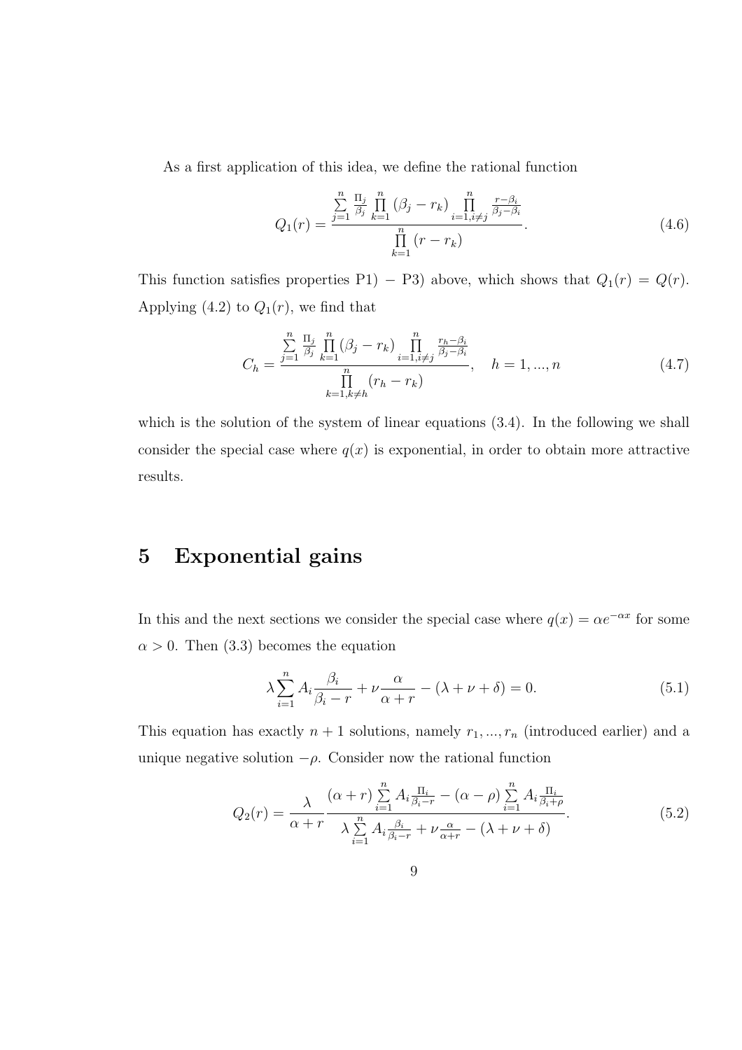As a first application of this idea, we define the rational function

$$Q_1(r) = \frac{\sum_{j=1}^{n} \frac{\Pi_j}{\beta_j} \prod_{k=1}^{n} (\beta_j - r_k) \prod_{i=1, i \neq j}^{n} \frac{r - \beta_i}{\beta_j - \beta_i}}{\prod_{k=1}^{n} (r - r_k)}. \tag{4.6}$$

This function satisfies properties P1) $-$ P3) above, which shows that $Q_1(r) = Q(r)$. Applying (4.2) to $Q_1(r)$, we find that

$$C_h = \frac{\sum_{j=1}^{n} \frac{\Pi_j}{\beta_j} \prod_{k=1}^{n} (\beta_j - r_k) \prod_{i=1, i \neq j}^{n} \frac{r_h - \beta_i}{\beta_j - \beta_i}}{\prod_{k=1, k \neq h}^{n} (r_h - r_k)}, \quad h = 1, ..., n \tag{4.7}$$

which is the solution of the system of linear equations (3.4). In the following we shall consider the special case where $q(x)$ is exponential, in order to obtain more attractive results.

# 5 Exponential gains

In this and the next sections we consider the special case where $q(x) = \alpha e^{-\alpha x}$ for some $\alpha > 0$. Then (3.3) becomes the equation

$$\lambda \sum_{i=1}^{n} A_i \frac{\beta_i}{\beta_i - r} + \nu \frac{\alpha}{\alpha + r} - (\lambda + \nu + \delta) = 0. \tag{5.1}$$

This equation has exactly $n + 1$ solutions, namely $r_1, ..., r_n$ (introduced earlier) and a unique negative solution $-\rho$. Consider now the rational function

$$Q_2(r) = \frac{\lambda}{\alpha + r} \frac{(\alpha + r) \sum_{i=1}^{n} A_i \frac{\Pi_i}{\beta_i - r} - (\alpha - \rho) \sum_{i=1}^{n} A_i \frac{\Pi_i}{\beta_i + \rho}}{\lambda \sum_{i=1}^{n} A_i \frac{\beta_i}{\beta_i - r} + \nu \frac{\alpha}{\alpha + r} - (\lambda + \nu + \delta)}. \tag{5.2}$$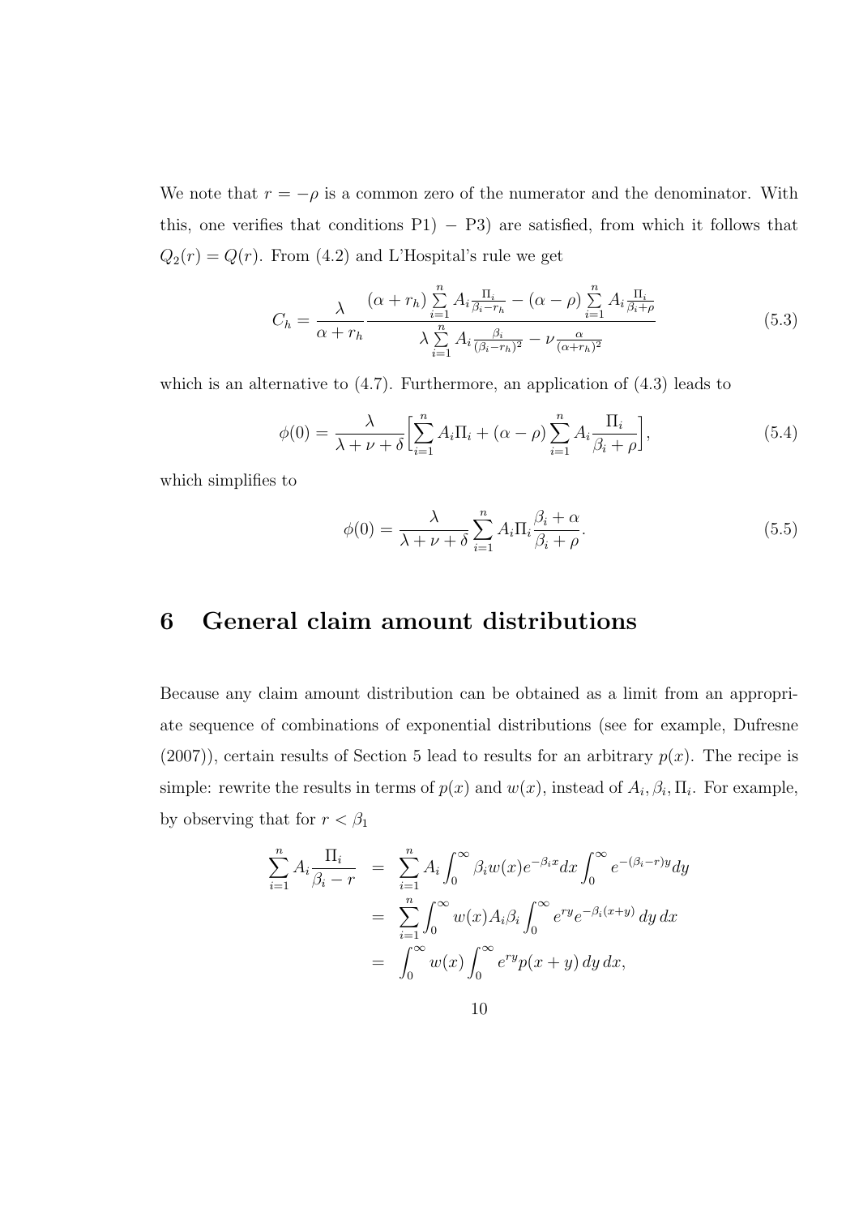We note that $r = -\rho$ is a common zero of the numerator and the denominator. With this, one verifies that conditions P1) $-$ P3) are satisfied, from which it follows that $Q_2(r) = Q(r)$. From (4.2) and L'Hospital's rule we get

$$C_h = \frac{\lambda}{\alpha + r_h} \frac{(\alpha + r_h) \sum_{i=1}^{n} A_i \frac{\Pi_i}{\beta_i - r_h} - (\alpha - \rho) \sum_{i=1}^{n} A_i \frac{\Pi_i}{\beta_i + \rho}}{\lambda \sum_{i=1}^{n} A_i \frac{\beta_i}{(\beta_i - r_h)^2} - \nu \frac{\alpha}{(\alpha + r_h)^2}} \tag{5.3}$$

which is an alternative to (4.7). Furthermore, an application of (4.3) leads to

$$\phi(0) = \frac{\lambda}{\lambda + \nu + \delta} \Big[ \sum_{i=1}^{n} A_i \Pi_i + (\alpha - \rho) \sum_{i=1}^{n} A_i \frac{\Pi_i}{\beta_i + \rho} \Big], \tag{5.4}$$

which simplifies to

$$\phi(0) = \frac{\lambda}{\lambda + \nu + \delta} \sum_{i=1}^{n} A_i \Pi_i \frac{\beta_i + \alpha}{\beta_i + \rho}. \tag{5.5}$$

# 6 General claim amount distributions

Because any claim amount distribution can be obtained as a limit from an appropriate sequence of combinations of exponential distributions (see for example, Dufresne (2007)), certain results of Section 5 lead to results for an arbitrary $p(x)$. The recipe is simple: rewrite the results in terms of $p(x)$ and $w(x)$, instead of $A_i, \beta_i, \Pi_i$. For example, by observing that for $r < \beta_1$

$$\begin{aligned}
\sum_{i=1}^{n} A_i \frac{\Pi_i}{\beta_i - r} &= \sum_{i=1}^{n} A_i \int_0^\infty \beta_i w(x) e^{-\beta_i x} dx \int_0^\infty e^{-(\beta_i - r)y} dy \\
&= \sum_{i=1}^{n} \int_0^\infty w(x) A_i \beta_i \int_0^\infty e^{ry} e^{-\beta_i (x+y)} \, dy \, dx \\
&= \int_0^\infty w(x) \int_0^\infty e^{ry} p(x+y) \, dy \, dx,
\end{aligned}$$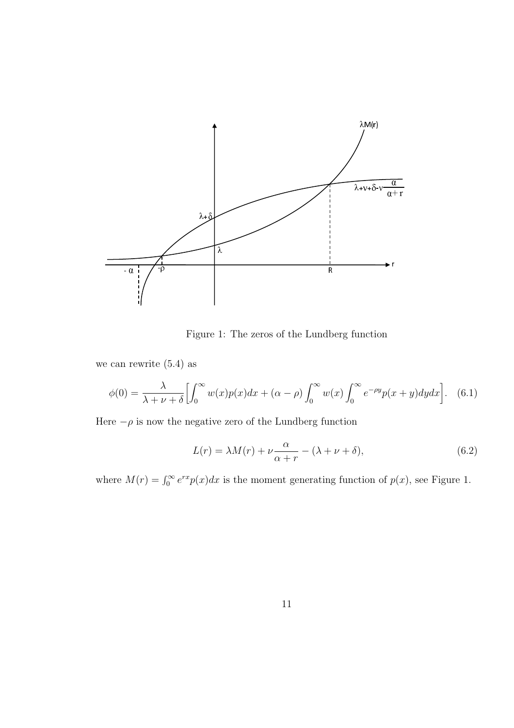Figure 1: The zeros of the Lundberg function

we can rewrite (5.4) as

$$\phi(0) = \frac{\lambda}{\lambda + \nu + \delta}\Big[\int_0^\infty w(x)p(x)dx + (\alpha - \rho)\int_0^\infty w(x)\int_0^\infty e^{-\rho y}p(x+y)dydx\Big]. \quad (6.1)$$

Here $-\rho$ is now the negative zero of the Lundberg function

$$L(r) = \lambda M(r) + \nu\frac{\alpha}{\alpha + r} - (\lambda + \nu + \delta), \quad (6.2)$$

where $M(r) = \int_0^\infty e^{rx}p(x)dx$ is the moment generating function of $p(x)$, see Figure 1.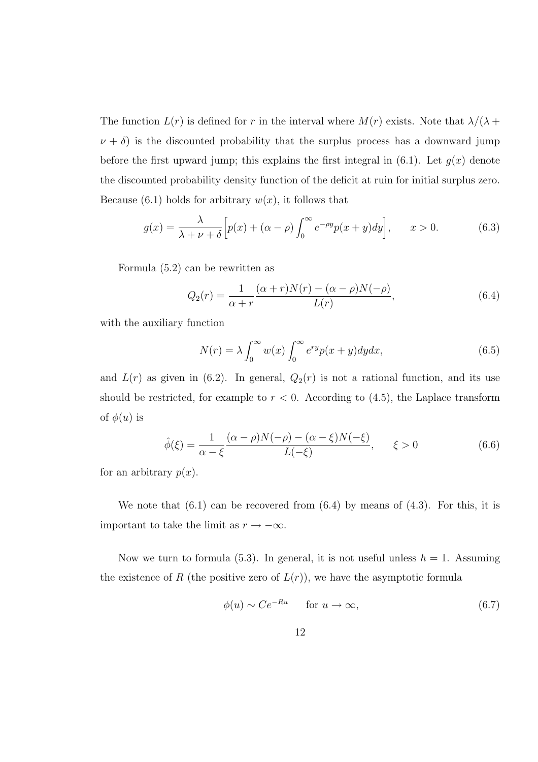The function $L(r)$ is defined for $r$ in the interval where $M(r)$ exists. Note that $\lambda/(\lambda + \nu + \delta)$ is the discounted probability that the surplus process has a downward jump before the first upward jump; this explains the first integral in (6.1). Let $g(x)$ denote the discounted probability density function of the deficit at ruin for initial surplus zero. Because (6.1) holds for arbitrary $w(x)$, it follows that

$$g(x) = \frac{\lambda}{\lambda + \nu + \delta}\Big[p(x) + (\alpha - \rho)\int_0^\infty e^{-\rho y} p(x+y)dy\Big], \qquad x > 0. \tag{6.3}$$

Formula (5.2) can be rewritten as

$$Q_2(r) = \frac{1}{\alpha + r}\frac{(\alpha + r)N(r) - (\alpha - \rho)N(-\rho)}{L(r)}, \tag{6.4}$$

with the auxiliary function

$$N(r) = \lambda \int_0^\infty w(x)\int_0^\infty e^{ry} p(x+y)dydx, \tag{6.5}$$

and $L(r)$ as given in (6.2). In general, $Q_2(r)$ is not a rational function, and its use should be restricted, for example to $r < 0$. According to (4.5), the Laplace transform of $\phi(u)$ is

$$\hat{\phi}(\xi) = \frac{1}{\alpha - \xi}\frac{(\alpha - \rho)N(-\rho) - (\alpha - \xi)N(-\xi)}{L(-\xi)}, \qquad \xi > 0 \tag{6.6}$$

for an arbitrary $p(x)$.

We note that (6.1) can be recovered from (6.4) by means of (4.3). For this, it is important to take the limit as $r \to -\infty$.

Now we turn to formula (5.3). In general, it is not useful unless $h = 1$. Assuming the existence of $R$ (the positive zero of $L(r)$), we have the asymptotic formula

$$\phi(u) \sim Ce^{-Ru} \qquad \text{for } u \to \infty, \tag{6.7}$$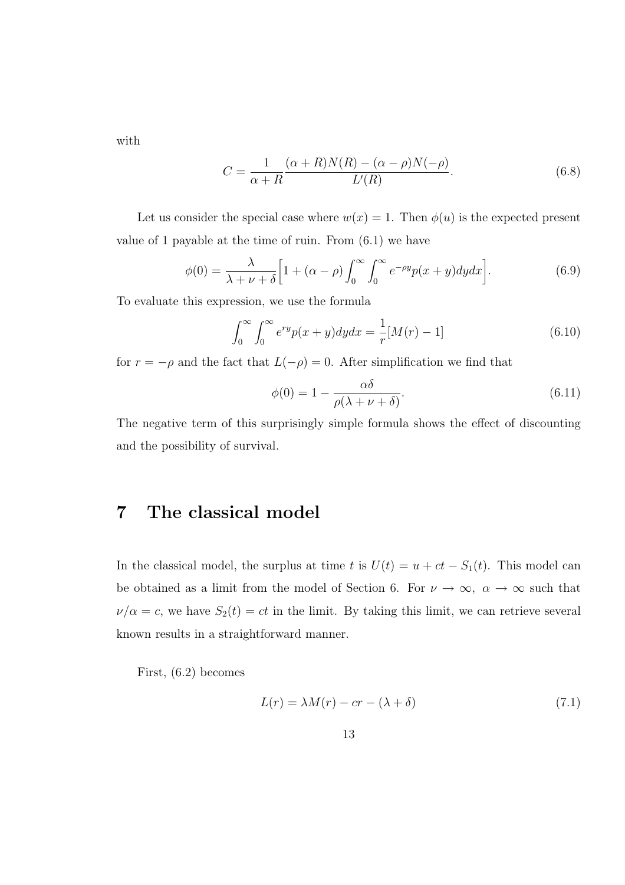with

$$C = \frac{1}{\alpha + R} \frac{(\alpha + R)N(R) - (\alpha - \rho)N(-\rho)}{L'(R)}. \tag{6.8}$$

Let us consider the special case where $w(x) = 1$. Then $\phi(u)$ is the expected present value of 1 payable at the time of ruin. From (6.1) we have

$$\phi(0) = \frac{\lambda}{\lambda + \nu + \delta}\Big[1 + (\alpha - \rho)\int_0^\infty \int_0^\infty e^{-\rho y} p(x + y) dy dx\Big]. \tag{6.9}$$

To evaluate this expression, we use the formula

$$\int_0^\infty \int_0^\infty e^{ry} p(x + y) dy dx = \frac{1}{r}[M(r) - 1] \tag{6.10}$$

for $r = -\rho$ and the fact that $L(-\rho) = 0$. After simplification we find that

$$\phi(0) = 1 - \frac{\alpha\delta}{\rho(\lambda + \nu + \delta)}. \tag{6.11}$$

The negative term of this surprisingly simple formula shows the effect of discounting and the possibility of survival.

# 7 The classical model

In the classical model, the surplus at time $t$ is $U(t) = u + ct - S_1(t)$. This model can be obtained as a limit from the model of Section 6. For $\nu \to \infty,\ \alpha \to \infty$ such that $\nu/\alpha = c$, we have $S_2(t) = ct$ in the limit. By taking this limit, we can retrieve several known results in a straightforward manner.

First, (6.2) becomes

$$L(r) = \lambda M(r) - cr - (\lambda + \delta) \tag{7.1}$$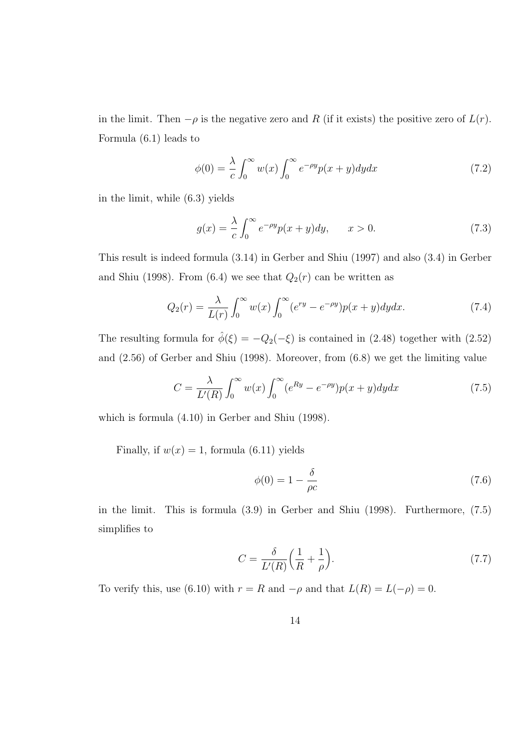in the limit. Then $-\rho$ is the negative zero and $R$ (if it exists) the positive zero of $L(r)$. Formula (6.1) leads to

$$\phi(0) = \frac{\lambda}{c} \int_0^\infty w(x) \int_0^\infty e^{-\rho y} p(x+y) dy dx \tag{7.2}$$

in the limit, while (6.3) yields

$$g(x) = \frac{\lambda}{c} \int_0^\infty e^{-\rho y} p(x+y) dy, \qquad x > 0. \tag{7.3}$$

This result is indeed formula (3.14) in Gerber and Shiu (1997) and also (3.4) in Gerber and Shiu (1998). From (6.4) we see that $Q_2(r)$ can be written as

$$Q_2(r) = \frac{\lambda}{L(r)} \int_0^\infty w(x) \int_0^\infty (e^{ry} - e^{-\rho y}) p(x+y) dy dx. \tag{7.4}$$

The resulting formula for $\hat{\phi}(\xi) = -Q_2(-\xi)$ is contained in (2.48) together with (2.52) and (2.56) of Gerber and Shiu (1998). Moreover, from (6.8) we get the limiting value

$$C = \frac{\lambda}{L'(R)} \int_0^\infty w(x) \int_0^\infty (e^{Ry} - e^{-\rho y}) p(x+y) dy dx \tag{7.5}$$

which is formula (4.10) in Gerber and Shiu (1998).

Finally, if $w(x) = 1$, formula (6.11) yields

$$\phi(0) = 1 - \frac{\delta}{\rho c} \tag{7.6}$$

in the limit. This is formula (3.9) in Gerber and Shiu (1998). Furthermore, (7.5) simplifies to

$$C = \frac{\delta}{L'(R)} \Big( \frac{1}{R} + \frac{1}{\rho} \Big). \tag{7.7}$$

To verify this, use (6.10) with $r = R$ and $-\rho$ and that $L(R) = L(-\rho) = 0$.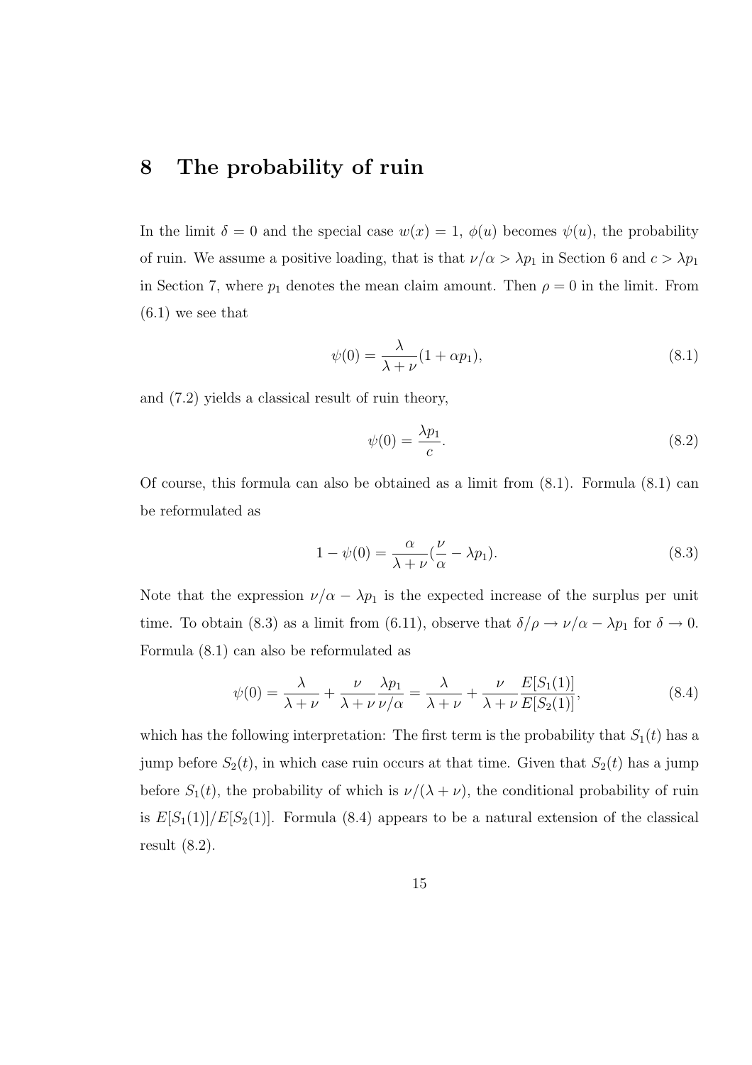# 8 The probability of ruin

In the limit $\delta = 0$ and the special case $w(x) = 1$, $\phi(u)$ becomes $\psi(u)$, the probability of ruin. We assume a positive loading, that is that $\nu/\alpha > \lambda p_1$ in Section 6 and $c > \lambda p_1$ in Section 7, where $p_1$ denotes the mean claim amount. Then $\rho = 0$ in the limit. From (6.1) we see that

$$\psi(0) = \frac{\lambda}{\lambda + \nu}(1 + \alpha p_1), \tag{8.1}$$

and (7.2) yields a classical result of ruin theory,

$$\psi(0) = \frac{\lambda p_1}{c}. \tag{8.2}$$

Of course, this formula can also be obtained as a limit from (8.1). Formula (8.1) can be reformulated as

$$1 - \psi(0) = \frac{\alpha}{\lambda + \nu}(\frac{\nu}{\alpha} - \lambda p_1). \tag{8.3}$$

Note that the expression $\nu/\alpha - \lambda p_1$ is the expected increase of the surplus per unit time. To obtain (8.3) as a limit from (6.11), observe that $\delta/\rho \to \nu/\alpha - \lambda p_1$ for $\delta \to 0$. Formula (8.1) can also be reformulated as

$$\psi(0) = \frac{\lambda}{\lambda + \nu} + \frac{\nu}{\lambda + \nu}\frac{\lambda p_1}{\nu/\alpha} = \frac{\lambda}{\lambda + \nu} + \frac{\nu}{\lambda + \nu}\frac{E[S_1(1)]}{E[S_2(1)]}, \tag{8.4}$$

which has the following interpretation: The first term is the probability that $S_1(t)$ has a jump before $S_2(t)$, in which case ruin occurs at that time. Given that $S_2(t)$ has a jump before $S_1(t)$, the probability of which is $\nu/(\lambda + \nu)$, the conditional probability of ruin is $E[S_1(1)]/E[S_2(1)]$. Formula (8.4) appears to be a natural extension of the classical result (8.2).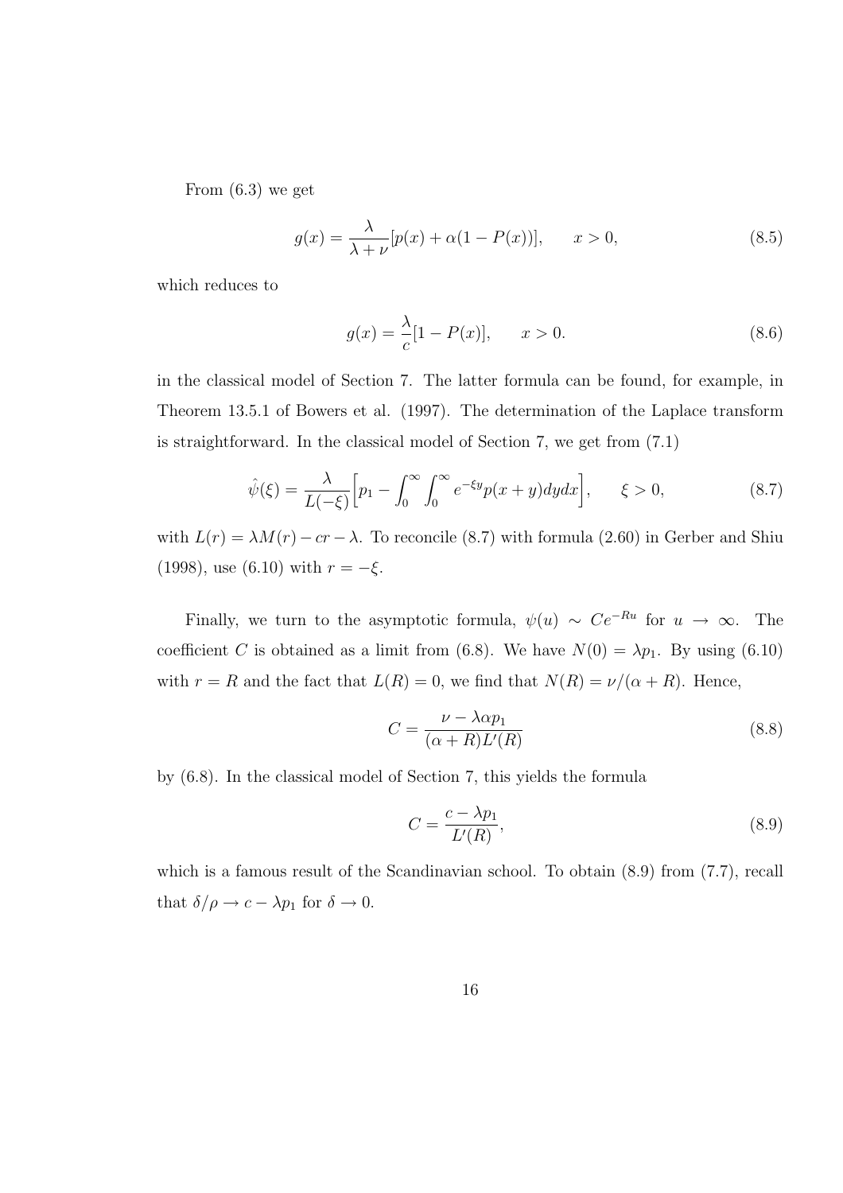From (6.3) we get

$$g(x) = \frac{\lambda}{\lambda + \nu}[p(x) + \alpha(1 - P(x))], \qquad x > 0, \tag{8.5}$$

which reduces to

$$g(x) = \frac{\lambda}{c}[1 - P(x)], \qquad x > 0. \tag{8.6}$$

in the classical model of Section 7. The latter formula can be found, for example, in Theorem 13.5.1 of Bowers et al. (1997). The determination of the Laplace transform is straightforward. In the classical model of Section 7, we get from (7.1)

$$\hat{\psi}(\xi) = \frac{\lambda}{L(-\xi)}\Big[p_1 - \int_0^\infty \int_0^\infty e^{-\xi y} p(x + y) dy dx\Big], \qquad \xi > 0, \tag{8.7}$$

with $L(r) = \lambda M(r) - cr - \lambda$. To reconcile (8.7) with formula (2.60) in Gerber and Shiu (1998), use (6.10) with $r = -\xi$.

Finally, we turn to the asymptotic formula, $\psi(u) \sim Ce^{-Ru}$ for $u \to \infty$. The coefficient $C$ is obtained as a limit from (6.8). We have $N(0) = \lambda p_1$. By using (6.10) with $r = R$ and the fact that $L(R) = 0$, we find that $N(R) = \nu/(\alpha + R)$. Hence,

$$C = \frac{\nu - \lambda \alpha p_1}{(\alpha + R)L'(R)} \tag{8.8}$$

by (6.8). In the classical model of Section 7, this yields the formula

$$C = \frac{c - \lambda p_1}{L'(R)}, \tag{8.9}$$

which is a famous result of the Scandinavian school. To obtain (8.9) from (7.7), recall that $\delta/\rho \to c - \lambda p_1$ for $\delta \to 0$.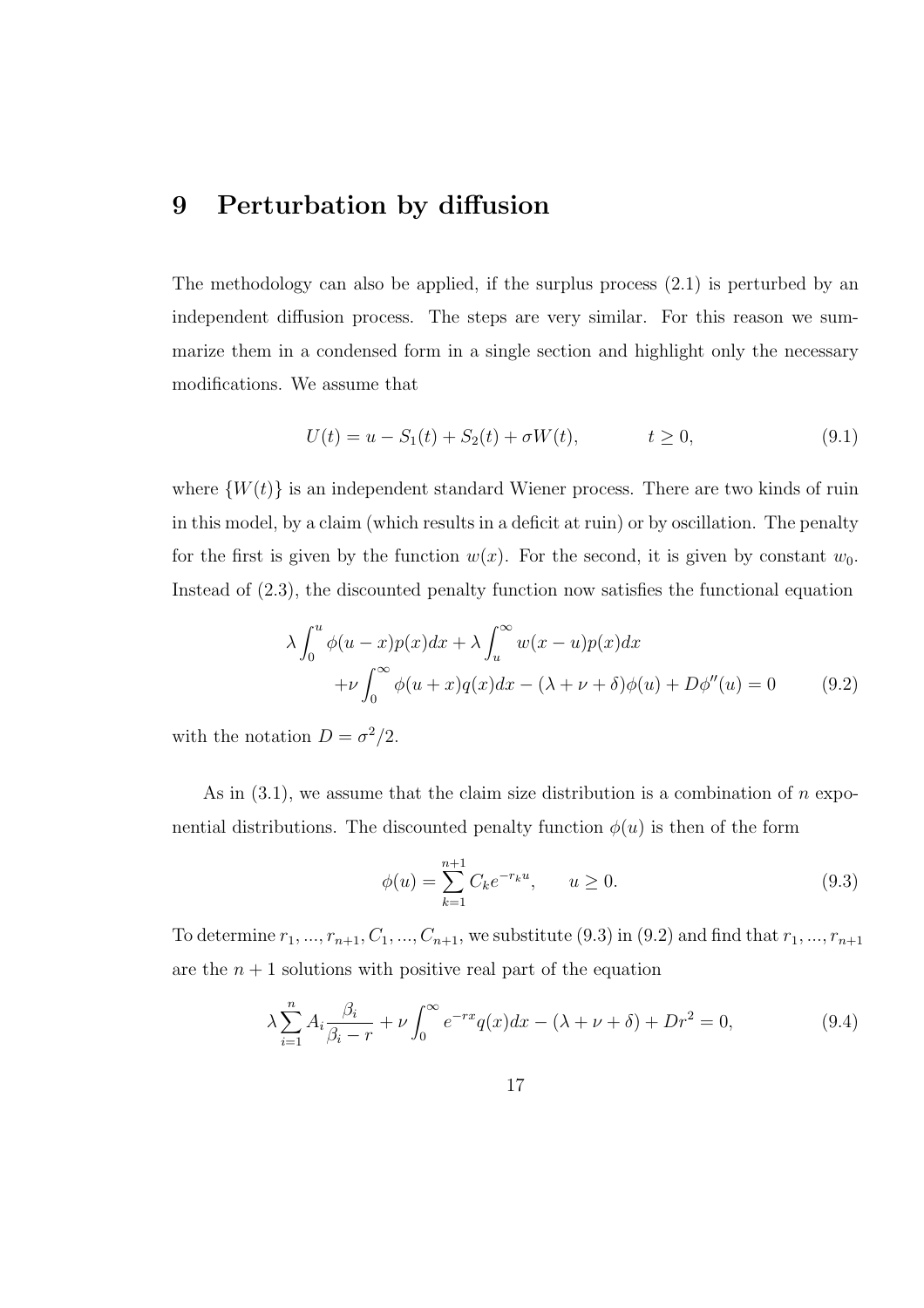# 9 Perturbation by diffusion

The methodology can also be applied, if the surplus process (2.1) is perturbed by an independent diffusion process. The steps are very similar. For this reason we summarize them in a condensed form in a single section and highlight only the necessary modifications. We assume that

$$U(t) = u - S_1(t) + S_2(t) + \sigma W(t), \qquad\qquad t \geq 0, \tag{9.1}$$

where $\{W(t)\}$ is an independent standard Wiener process. There are two kinds of ruin in this model, by a claim (which results in a deficit at ruin) or by oscillation. The penalty for the first is given by the function $w(x)$. For the second, it is given by constant $w_0$. Instead of (2.3), the discounted penalty function now satisfies the functional equation

$$\begin{aligned}\lambda \int_0^u \phi(u-x)p(x)dx + \lambda \int_u^\infty w(x-u)p(x)dx \\ + \nu \int_0^\infty \phi(u+x)q(x)dx - (\lambda + \nu + \delta)\phi(u) + D\phi''(u) = 0\end{aligned} \tag{9.2}$$

with the notation $D = \sigma^2/2$.

As in (3.1), we assume that the claim size distribution is a combination of $n$ exponential distributions. The discounted penalty function $\phi(u)$ is then of the form

$$\phi(u) = \sum_{k=1}^{n+1} C_k e^{-r_k u}, \qquad u \geq 0. \tag{9.3}$$

To determine $r_1, ..., r_{n+1}, C_1, ..., C_{n+1}$, we substitute (9.3) in (9.2) and find that $r_1, ..., r_{n+1}$ are the $n+1$ solutions with positive real part of the equation

$$\lambda \sum_{i=1}^n A_i \frac{\beta_i}{\beta_i - r} + \nu \int_0^\infty e^{-rx} q(x)dx - (\lambda + \nu + \delta) + Dr^2 = 0, \tag{9.4}$$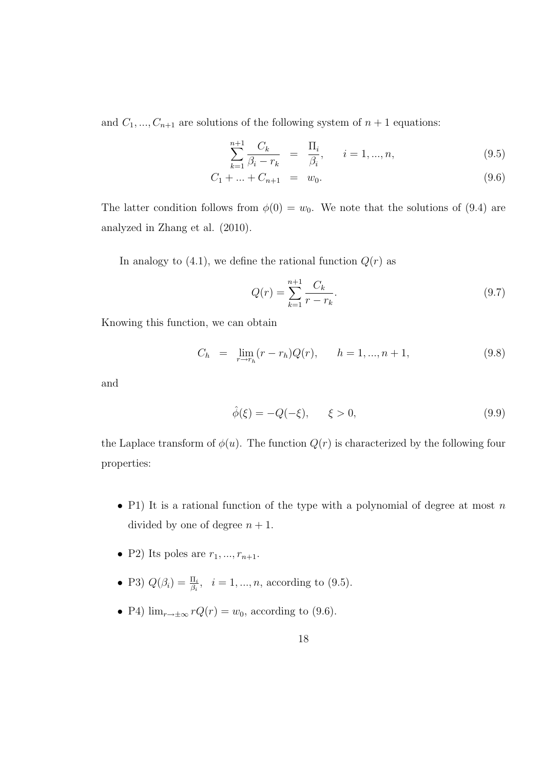and $C_1, ..., C_{n+1}$ are solutions of the following system of $n + 1$ equations:

$$
\begin{aligned}
\sum_{k=1}^{n+1} \frac{C_k}{\beta_i - r_k} &= \frac{\Pi_i}{\beta_i}, \qquad i = 1, ..., n, && (9.5) \\
C_1 + ... + C_{n+1} &= w_0. && (9.6)
\end{aligned}
$$

The latter condition follows from $\phi(0) = w_0$. We note that the solutions of (9.4) are analyzed in Zhang et al. (2010).

In analogy to (4.1), we define the rational function $Q(r)$ as

$$
Q(r) = \sum_{k=1}^{n+1} \frac{C_k}{r - r_k}. \tag{9.7}
$$

Knowing this function, we can obtain

$$
C_h = \lim_{r \to r_h} (r - r_h) Q(r), \qquad h = 1, ..., n+1, \tag{9.8}
$$

and

$$
\hat{\phi}(\xi) = -Q(-\xi), \qquad \xi > 0, \tag{9.9}
$$

the Laplace transform of $\phi(u)$. The function $Q(r)$ is characterized by the following four properties:

- P1) It is a rational function of the type with a polynomial of degree at most $n$ divided by one of degree $n + 1$.
- P2) Its poles are $r_1, ..., r_{n+1}$.
- P3) $Q(\beta_i) = \frac{\Pi_i}{\beta_i}, \quad i = 1, ..., n$, according to (9.5).
- P4) $\lim_{r \to \pm\infty} rQ(r) = w_0$, according to (9.6).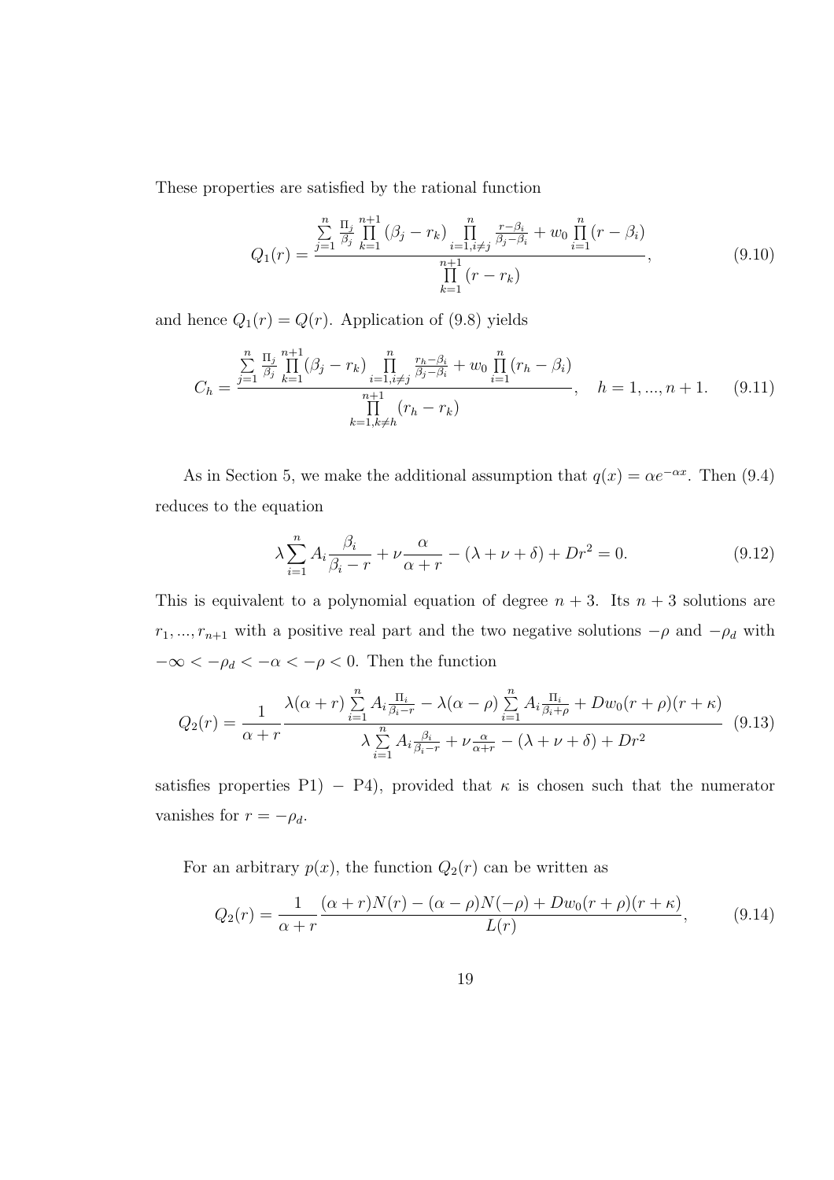These properties are satisfied by the rational function

$$Q_1(r) = \frac{\sum\limits_{j=1}^{n} \frac{\Pi_j}{\beta_j} \prod\limits_{k=1}^{n+1} (\beta_j - r_k) \prod\limits_{i=1, i\neq j}^{n} \frac{r-\beta_i}{\beta_j - \beta_i} + w_0 \prod\limits_{i=1}^{n} (r - \beta_i)}{\prod\limits_{k=1}^{n+1} (r - r_k)}, \tag{9.10}$$

and hence $Q_1(r) = Q(r)$. Application of (9.8) yields

$$C_h = \frac{\sum\limits_{j=1}^{n} \frac{\Pi_j}{\beta_j} \prod\limits_{k=1}^{n+1} (\beta_j - r_k) \prod\limits_{i=1, i\neq j}^{n} \frac{r_h-\beta_i}{\beta_j - \beta_i} + w_0 \prod\limits_{i=1}^{n} (r_h - \beta_i)}{\prod\limits_{k=1, k\neq h}^{n+1} (r_h - r_k)}, \quad h = 1, ..., n+1. \tag{9.11}$$

As in Section 5, we make the additional assumption that $q(x) = \alpha e^{-\alpha x}$. Then (9.4) reduces to the equation

$$\lambda \sum_{i=1}^{n} A_i \frac{\beta_i}{\beta_i - r} + \nu \frac{\alpha}{\alpha + r} - (\lambda + \nu + \delta) + Dr^2 = 0. \tag{9.12}$$

This is equivalent to a polynomial equation of degree $n+3$. Its $n+3$ solutions are $r_1, ..., r_{n+1}$ with a positive real part and the two negative solutions $-\rho$ and $-\rho_d$ with $-\infty < -\rho_d < -\alpha < -\rho < 0$. Then the function

$$Q_2(r) = \frac{1}{\alpha + r} \frac{\lambda(\alpha + r) \sum\limits_{i=1}^{n} A_i \frac{\Pi_i}{\beta_i - r} - \lambda(\alpha - \rho) \sum\limits_{i=1}^{n} A_i \frac{\Pi_i}{\beta_i + \rho} + Dw_0(r+\rho)(r+\kappa)}{\lambda \sum\limits_{i=1}^{n} A_i \frac{\beta_i}{\beta_i - r} + \nu \frac{\alpha}{\alpha + r} - (\lambda + \nu + \delta) + Dr^2} \tag{9.13}$$

satisfies properties P1) $-$ P4), provided that $\kappa$ is chosen such that the numerator vanishes for $r = -\rho_d$.

For an arbitrary $p(x)$, the function $Q_2(r)$ can be written as

$$Q_2(r) = \frac{1}{\alpha + r} \frac{(\alpha + r)N(r) - (\alpha - \rho)N(-\rho) + Dw_0(r+\rho)(r+\kappa)}{L(r)}, \tag{9.14}$$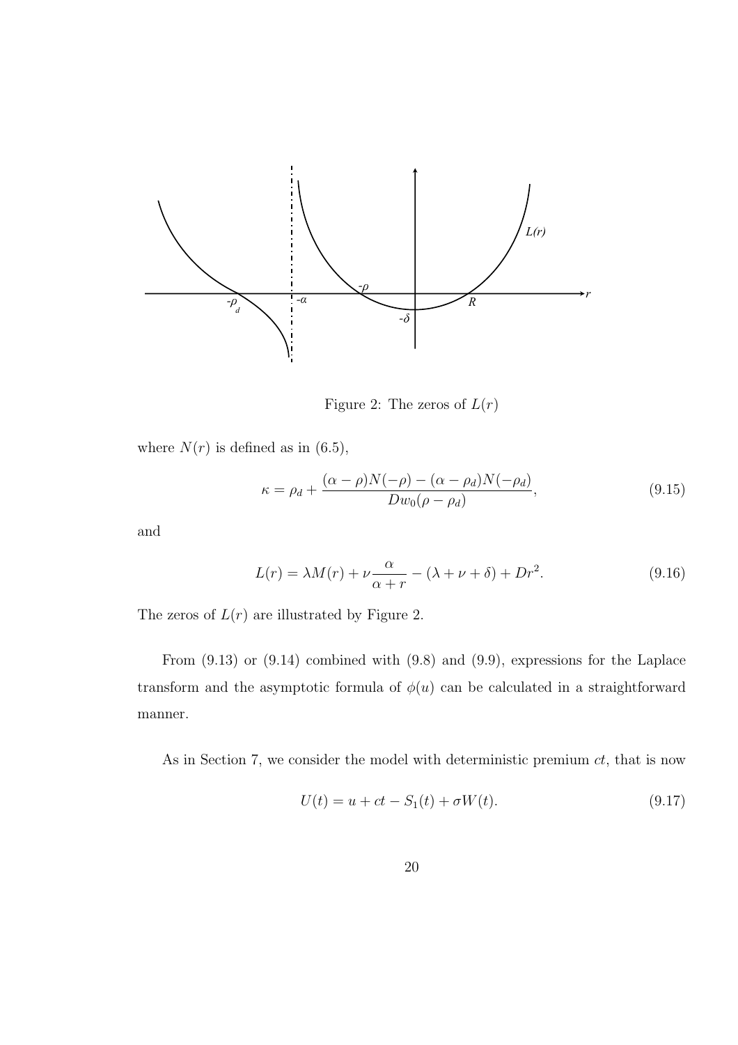Figure 2: The zeros of $L(r)$

where $N(r)$ is defined as in (6.5),

$$\kappa = \rho_d + \frac{(\alpha - \rho)N(-\rho) - (\alpha - \rho_d)N(-\rho_d)}{Dw_0(\rho - \rho_d)}, \tag{9.15}$$

and

$$L(r) = \lambda M(r) + \nu \frac{\alpha}{\alpha + r} - (\lambda + \nu + \delta) + Dr^2. \tag{9.16}$$

The zeros of $L(r)$ are illustrated by Figure 2.

From (9.13) or (9.14) combined with (9.8) and (9.9), expressions for the Laplace transform and the asymptotic formula of $\phi(u)$ can be calculated in a straightforward manner.

As in Section 7, we consider the model with deterministic premium $ct$, that is now

$$U(t) = u + ct - S_1(t) + \sigma W(t). \tag{9.17}$$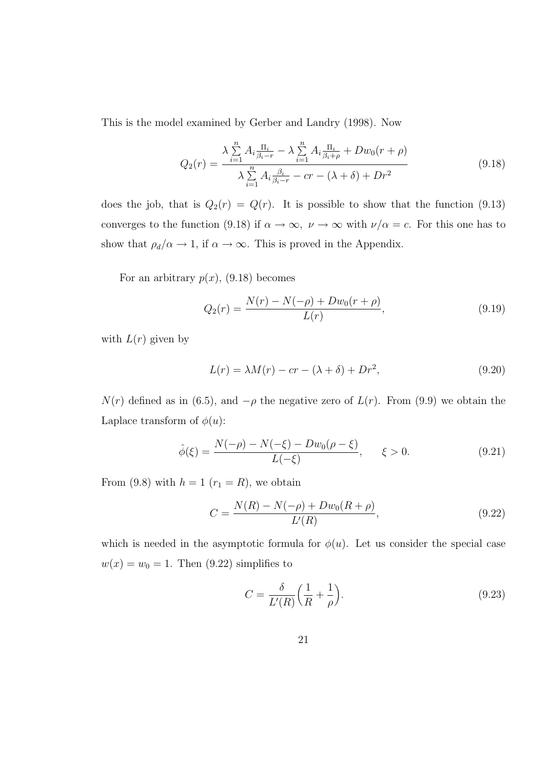This is the model examined by Gerber and Landry (1998). Now

$$Q_2(r) = \frac{\lambda \sum_{i=1}^{n} A_i \frac{\Pi_i}{\beta_i - r} - \lambda \sum_{i=1}^{n} A_i \frac{\Pi_i}{\beta_i + \rho} + D w_0 (r + \rho)}{\lambda \sum_{i=1}^{n} A_i \frac{\beta_i}{\beta_i - r} - cr - (\lambda + \delta) + Dr^2} \tag{9.18}$$

does the job, that is $Q_2(r) = Q(r)$. It is possible to show that the function (9.13) converges to the function (9.18) if $\alpha \to \infty$, $\nu \to \infty$ with $\nu/\alpha = c$. For this one has to show that $\rho_d/\alpha \to 1$, if $\alpha \to \infty$. This is proved in the Appendix.

For an arbitrary $p(x)$, (9.18) becomes

$$Q_2(r) = \frac{N(r) - N(-\rho) + D w_0 (r + \rho)}{L(r)}, \tag{9.19}$$

with $L(r)$ given by

$$L(r) = \lambda M(r) - cr - (\lambda + \delta) + Dr^2, \tag{9.20}$$

$N(r)$ defined as in (6.5), and $-\rho$ the negative zero of $L(r)$. From (9.9) we obtain the Laplace transform of $\phi(u)$:

$$\hat{\phi}(\xi) = \frac{N(-\rho) - N(-\xi) - D w_0 (\rho - \xi)}{L(-\xi)}, \qquad \xi > 0. \tag{9.21}$$

From (9.8) with $h = 1$ ($r_1 = R$), we obtain

$$C = \frac{N(R) - N(-\rho) + D w_0 (R + \rho)}{L'(R)}, \tag{9.22}$$

which is needed in the asymptotic formula for $\phi(u)$. Let us consider the special case $w(x) = w_0 = 1$. Then (9.22) simplifies to

$$C = \frac{\delta}{L'(R)} \Big( \frac{1}{R} + \frac{1}{\rho} \Big). \tag{9.23}$$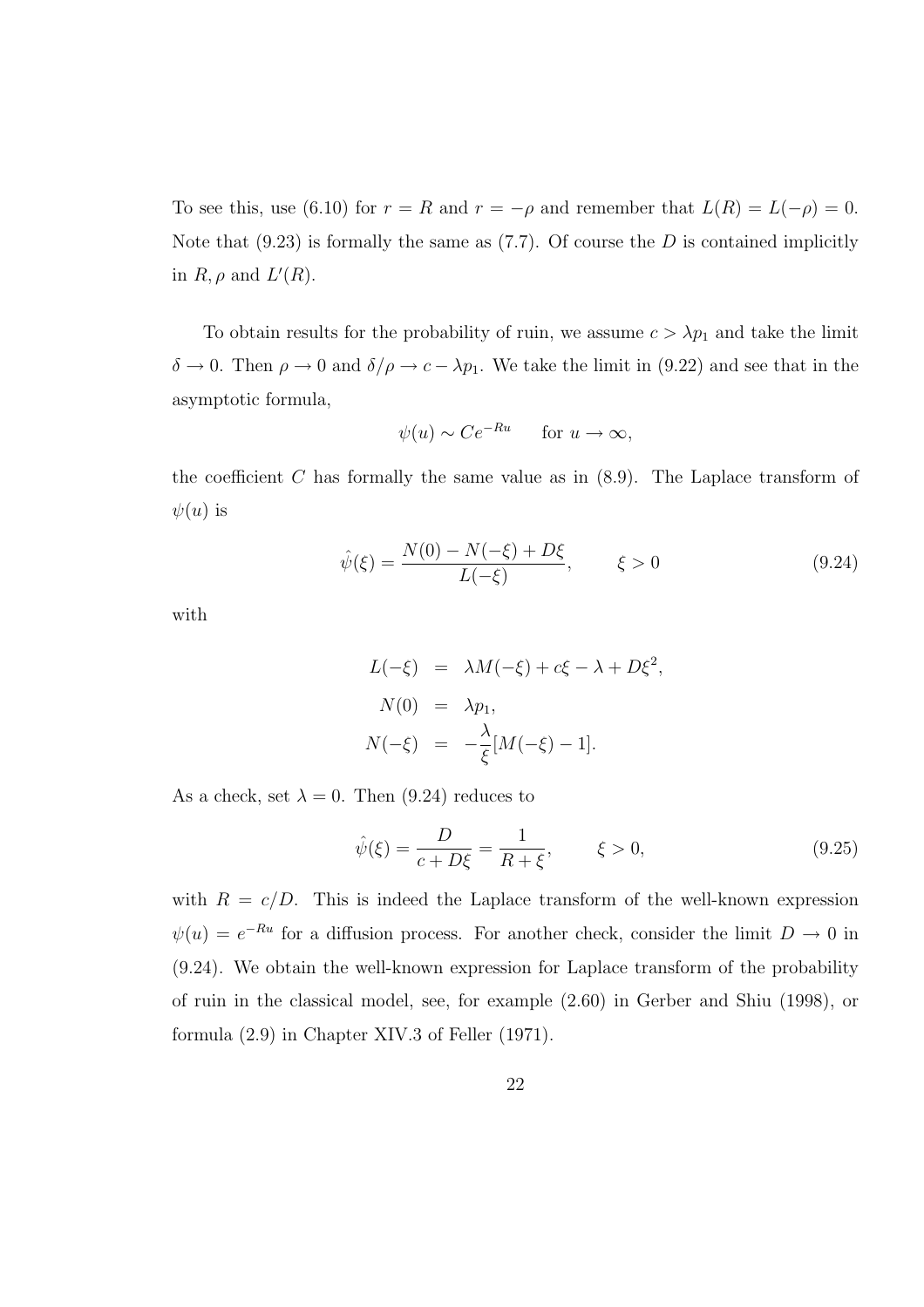To see this, use (6.10) for $r = R$ and $r = -\rho$ and remember that $L(R) = L(-\rho) = 0$. Note that (9.23) is formally the same as (7.7). Of course the $D$ is contained implicitly in $R, \rho$ and $L'(R)$.

To obtain results for the probability of ruin, we assume $c > \lambda p_1$ and take the limit $\delta \to 0$. Then $\rho \to 0$ and $\delta/\rho \to c - \lambda p_1$. We take the limit in (9.22) and see that in the asymptotic formula,

$$\psi(u) \sim Ce^{-Ru} \qquad \text{for } u \to \infty,$$

the coefficient $C$ has formally the same value as in (8.9). The Laplace transform of $\psi(u)$ is

$$\hat{\psi}(\xi) = \frac{N(0) - N(-\xi) + D\xi}{L(-\xi)}, \qquad \xi > 0 \tag{9.24}$$

with

$$\begin{aligned}
L(-\xi) &= \lambda M(-\xi) + c\xi - \lambda + D\xi^2, \\
N(0) &= \lambda p_1, \\
N(-\xi) &= -\frac{\lambda}{\xi}[M(-\xi) - 1].
\end{aligned}$$

As a check, set $\lambda = 0$. Then (9.24) reduces to

$$\hat{\psi}(\xi) = \frac{D}{c + D\xi} = \frac{1}{R + \xi}, \qquad \xi > 0, \tag{9.25}$$

with $R = c/D$. This is indeed the Laplace transform of the well-known expression $\psi(u) = e^{-Ru}$ for a diffusion process. For another check, consider the limit $D \to 0$ in (9.24). We obtain the well-known expression for Laplace transform of the probability of ruin in the classical model, see, for example (2.60) in Gerber and Shiu (1998), or formula (2.9) in Chapter XIV.3 of Feller (1971).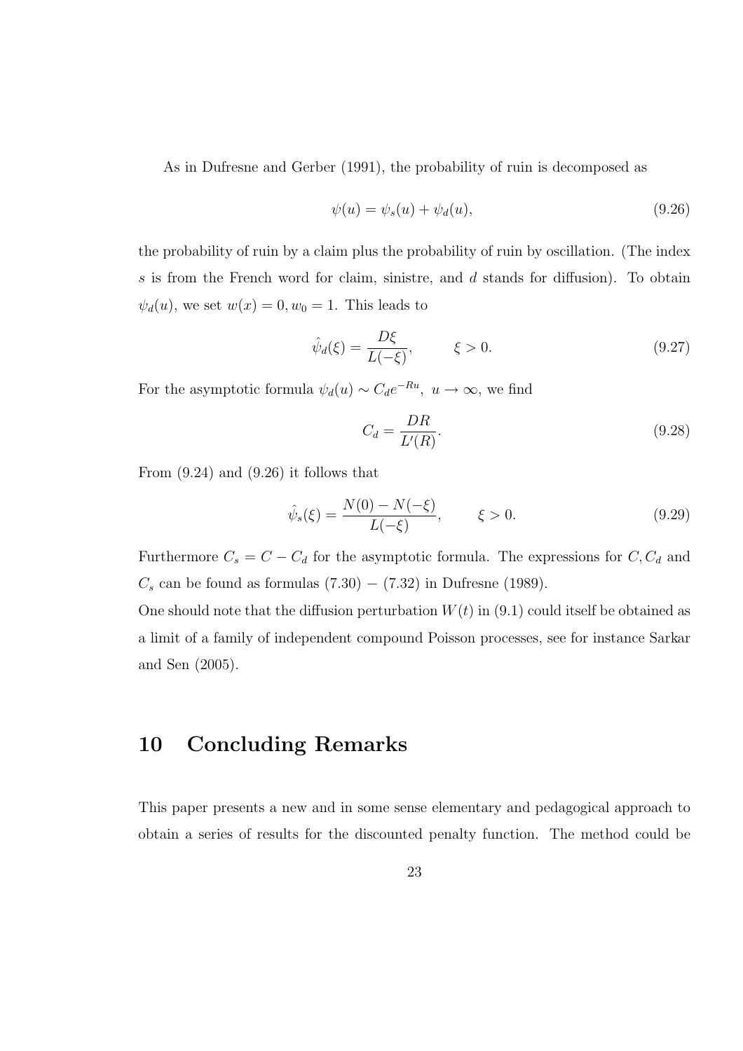As in Dufresne and Gerber (1991), the probability of ruin is decomposed as

$$\psi(u) = \psi_s(u) + \psi_d(u), \tag{9.26}$$

the probability of ruin by a claim plus the probability of ruin by oscillation. (The index $s$ is from the French word for claim, sinistre, and $d$ stands for diffusion). To obtain $\psi_d(u)$, we set $w(x) = 0, w_0 = 1$. This leads to

$$\hat{\psi}_d(\xi) = \frac{D\xi}{L(-\xi)}, \qquad \xi > 0. \tag{9.27}$$

For the asymptotic formula $\psi_d(u) \sim C_d e^{-Ru},\ u \to \infty$, we find

$$C_d = \frac{DR}{L'(R)}. \tag{9.28}$$

From (9.24) and (9.26) it follows that

$$\hat{\psi}_s(\xi) = \frac{N(0) - N(-\xi)}{L(-\xi)}, \qquad \xi > 0. \tag{9.29}$$

Furthermore $C_s = C - C_d$ for the asymptotic formula. The expressions for $C, C_d$ and $C_s$ can be found as formulas $(7.30) - (7.32)$ in Dufresne (1989).

One should note that the diffusion perturbation $W(t)$ in (9.1) could itself be obtained as a limit of a family of independent compound Poisson processes, see for instance Sarkar and Sen (2005).

## 10 Concluding Remarks

This paper presents a new and in some sense elementary and pedagogical approach to obtain a series of results for the discounted penalty function. The method could be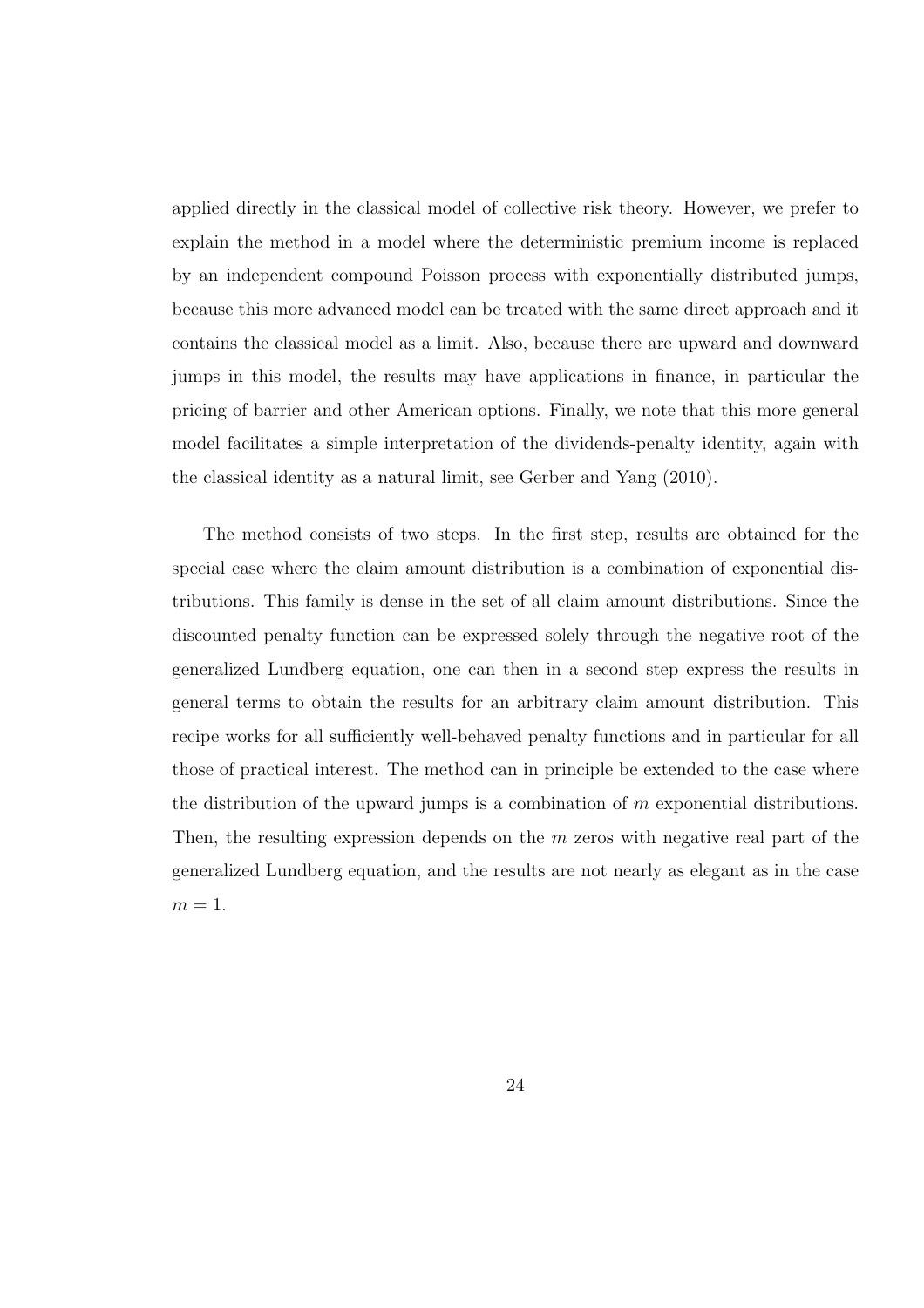applied directly in the classical model of collective risk theory. However, we prefer to explain the method in a model where the deterministic premium income is replaced by an independent compound Poisson process with exponentially distributed jumps, because this more advanced model can be treated with the same direct approach and it contains the classical model as a limit. Also, because there are upward and downward jumps in this model, the results may have applications in finance, in particular the pricing of barrier and other American options. Finally, we note that this more general model facilitates a simple interpretation of the dividends-penalty identity, again with the classical identity as a natural limit, see Gerber and Yang (2010).

The method consists of two steps. In the first step, results are obtained for the special case where the claim amount distribution is a combination of exponential distributions. This family is dense in the set of all claim amount distributions. Since the discounted penalty function can be expressed solely through the negative root of the generalized Lundberg equation, one can then in a second step express the results in general terms to obtain the results for an arbitrary claim amount distribution. This recipe works for all sufficiently well-behaved penalty functions and in particular for all those of practical interest. The method can in principle be extended to the case where the distribution of the upward jumps is a combination of $m$ exponential distributions. Then, the resulting expression depends on the $m$ zeros with negative real part of the generalized Lundberg equation, and the results are not nearly as elegant as in the case $m = 1$.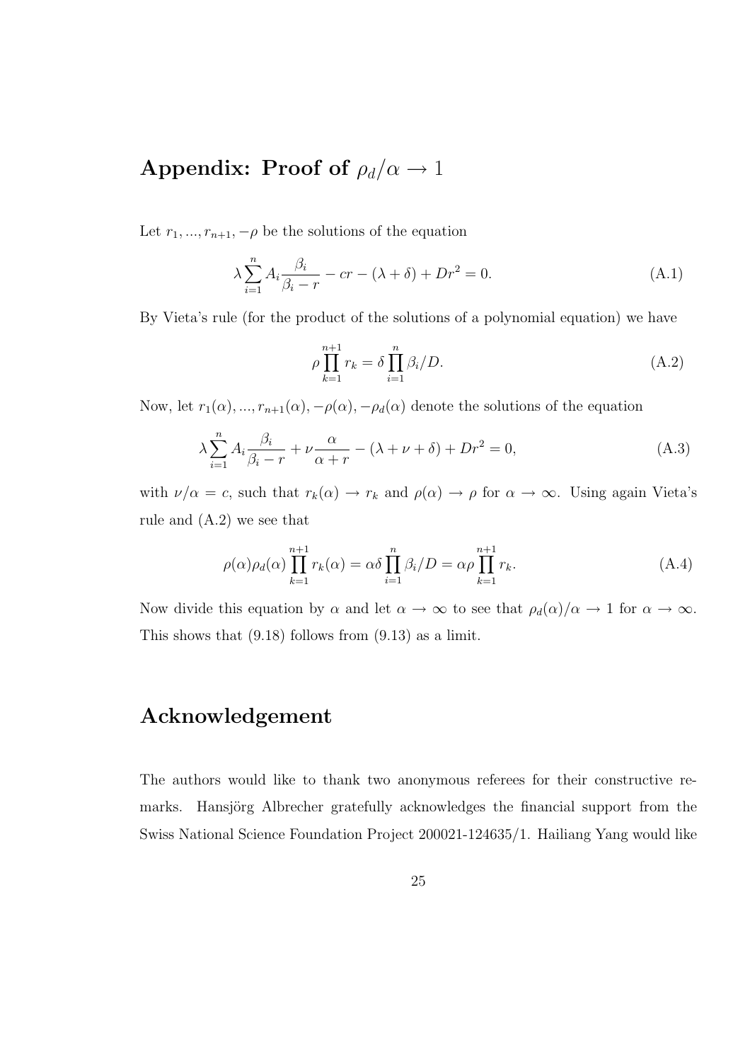## Appendix: Proof of $\rho_d/\alpha \to 1$

Let $r_1, ..., r_{n+1}, -\rho$ be the solutions of the equation

$$\lambda \sum_{i=1}^{n} A_i \frac{\beta_i}{\beta_i - r} - cr - (\lambda + \delta) + Dr^2 = 0. \tag{A.1}$$

By Vieta's rule (for the product of the solutions of a polynomial equation) we have

$$\rho \prod_{k=1}^{n+1} r_k = \delta \prod_{i=1}^{n} \beta_i / D. \tag{A.2}$$

Now, let $r_1(\alpha), ..., r_{n+1}(\alpha), -\rho(\alpha), -\rho_d(\alpha)$ denote the solutions of the equation

$$\lambda \sum_{i=1}^{n} A_i \frac{\beta_i}{\beta_i - r} + \nu \frac{\alpha}{\alpha + r} - (\lambda + \nu + \delta) + Dr^2 = 0, \tag{A.3}$$

with $\nu/\alpha = c$, such that $r_k(\alpha) \to r_k$ and $\rho(\alpha) \to \rho$ for $\alpha \to \infty$. Using again Vieta's rule and (A.2) we see that

$$\rho(\alpha)\rho_d(\alpha) \prod_{k=1}^{n+1} r_k(\alpha) = \alpha\delta \prod_{i=1}^{n} \beta_i / D = \alpha\rho \prod_{k=1}^{n+1} r_k. \tag{A.4}$$

Now divide this equation by $\alpha$ and let $\alpha \to \infty$ to see that $\rho_d(\alpha)/\alpha \to 1$ for $\alpha \to \infty$. This shows that (9.18) follows from (9.13) as a limit.

## Acknowledgement

The authors would like to thank two anonymous referees for their constructive remarks. Hansjörg Albrecher gratefully acknowledges the financial support from the Swiss National Science Foundation Project 200021-124635/1. Hailiang Yang would like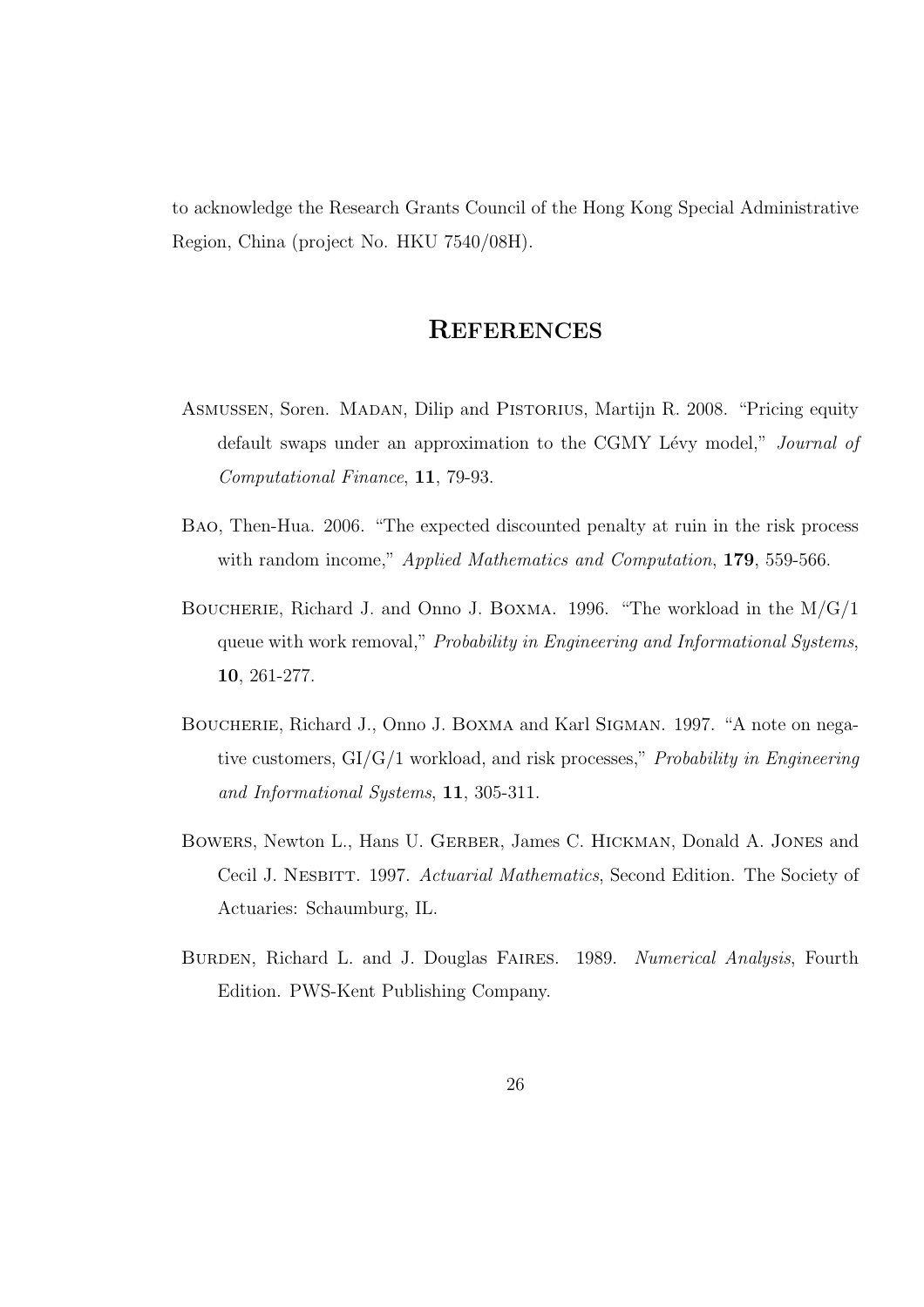to acknowledge the Research Grants Council of the Hong Kong Special Administrative Region, China (project No. HKU 7540/08H).

## References

Asmussen, Soren. Madan, Dilip and Pistorius, Martijn R. 2008. "Pricing equity default swaps under an approximation to the CGMY Lévy model," *Journal of Computational Finance*, **11**, 79-93.

Bao, Then-Hua. 2006. "The expected discounted penalty at ruin in the risk process with random income," *Applied Mathematics and Computation*, **179**, 559-566.

Boucherie, Richard J. and Onno J. Boxma. 1996. "The workload in the M/G/1 queue with work removal," *Probability in Engineering and Informational Systems*, **10**, 261-277.

Boucherie, Richard J., Onno J. Boxma and Karl Sigman. 1997. "A note on negative customers, GI/G/1 workload, and risk processes," *Probability in Engineering and Informational Systems*, **11**, 305-311.

Bowers, Newton L., Hans U. Gerber, James C. Hickman, Donald A. Jones and Cecil J. Nesbitt. 1997. *Actuarial Mathematics*, Second Edition. The Society of Actuaries: Schaumburg, IL.

Burden, Richard L. and J. Douglas Faires. 1989. *Numerical Analysis*, Fourth Edition. PWS-Kent Publishing Company.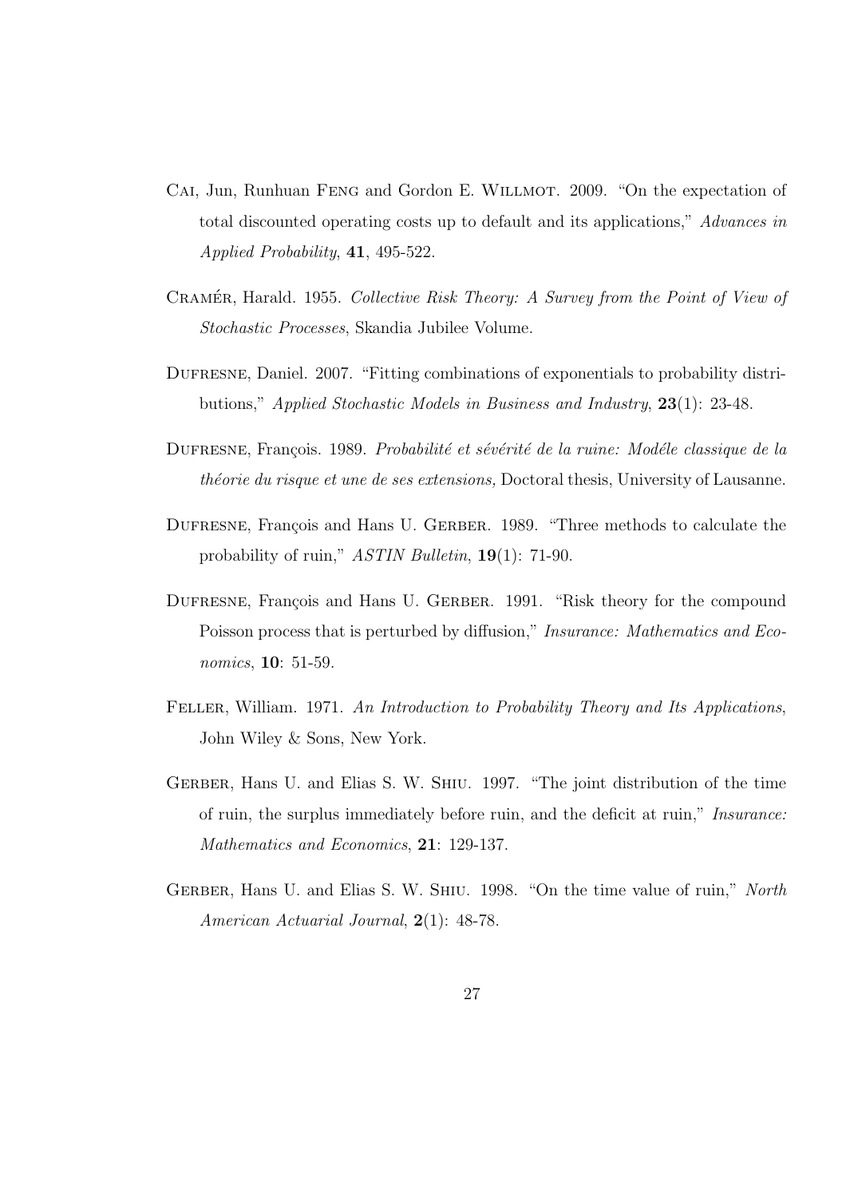Cai, Jun, Runhuan Feng and Gordon E. Willmot. 2009. "On the expectation of total discounted operating costs up to default and its applications," *Advances in Applied Probability*, **41**, 495-522.

Cramér, Harald. 1955. *Collective Risk Theory: A Survey from the Point of View of Stochastic Processes*, Skandia Jubilee Volume.

Dufresne, Daniel. 2007. "Fitting combinations of exponentials to probability distributions," *Applied Stochastic Models in Business and Industry*, **23**(1): 23-48.

Dufresne, François. 1989. *Probabilité et sévérité de la ruine: Modéle classique de la théorie du risque et une de ses extensions,* Doctoral thesis, University of Lausanne.

Dufresne, François and Hans U. Gerber. 1989. "Three methods to calculate the probability of ruin," *ASTIN Bulletin*, **19**(1): 71-90.

Dufresne, François and Hans U. Gerber. 1991. "Risk theory for the compound Poisson process that is perturbed by diffusion," *Insurance: Mathematics and Economics*, **10**: 51-59.

Feller, William. 1971. *An Introduction to Probability Theory and Its Applications*, John Wiley & Sons, New York.

Gerber, Hans U. and Elias S. W. Shiu. 1997. "The joint distribution of the time of ruin, the surplus immediately before ruin, and the deficit at ruin," *Insurance: Mathematics and Economics*, **21**: 129-137.

Gerber, Hans U. and Elias S. W. Shiu. 1998. "On the time value of ruin," *North American Actuarial Journal*, **2**(1): 48-78.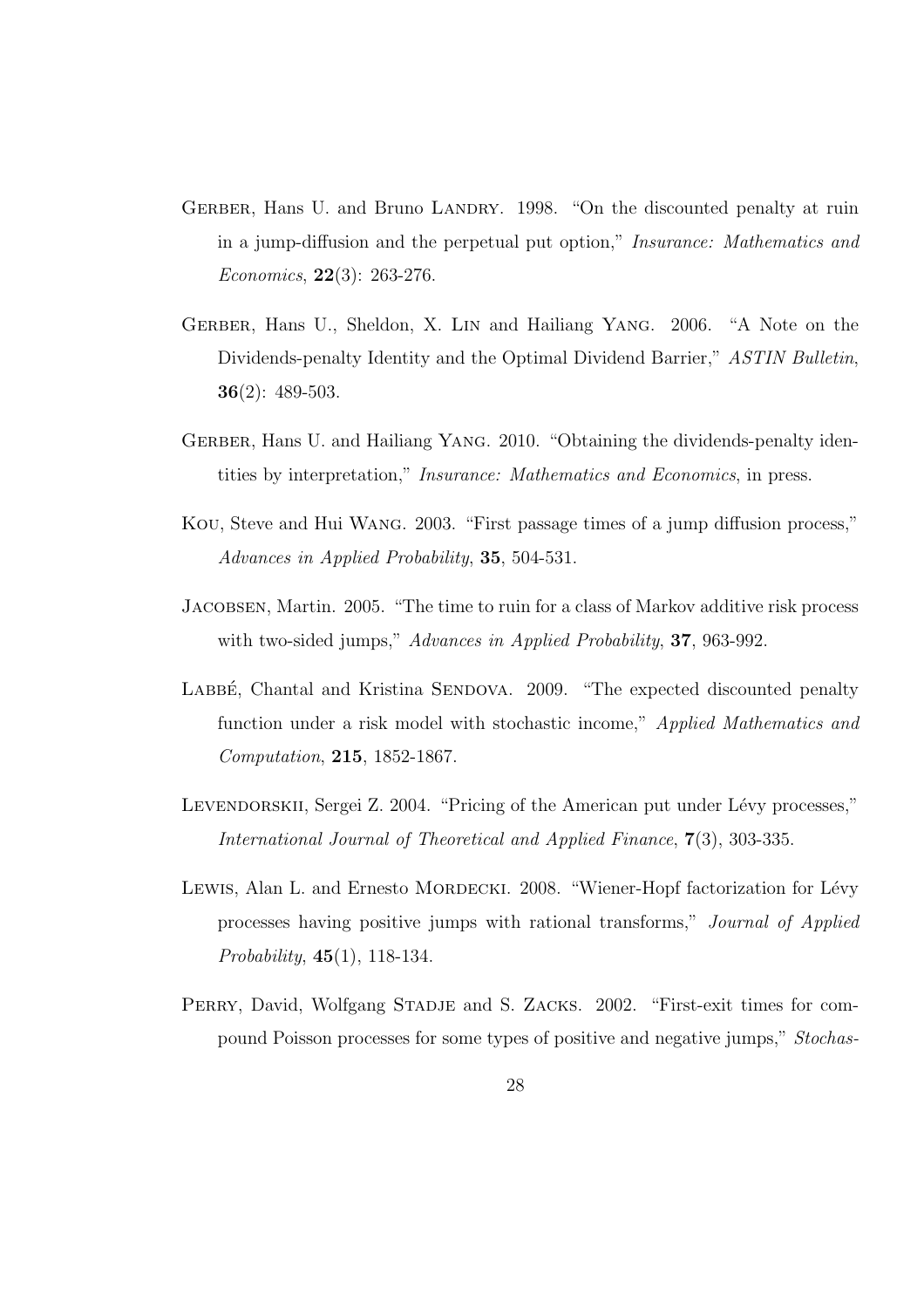Gerber, Hans U. and Bruno Landry. 1998. "On the discounted penalty at ruin in a jump-diffusion and the perpetual put option," *Insurance: Mathematics and Economics*, **22**(3): 263-276.

Gerber, Hans U., Sheldon, X. Lin and Hailiang Yang. 2006. "A Note on the Dividends-penalty Identity and the Optimal Dividend Barrier," *ASTIN Bulletin*, **36**(2): 489-503.

Gerber, Hans U. and Hailiang Yang. 2010. "Obtaining the dividends-penalty identities by interpretation," *Insurance: Mathematics and Economics*, in press.

Kou, Steve and Hui Wang. 2003. "First passage times of a jump diffusion process," *Advances in Applied Probability*, **35**, 504-531.

Jacobsen, Martin. 2005. "The time to ruin for a class of Markov additive risk process with two-sided jumps," *Advances in Applied Probability*, **37**, 963-992.

Labbé, Chantal and Kristina Sendova. 2009. "The expected discounted penalty function under a risk model with stochastic income," *Applied Mathematics and Computation*, **215**, 1852-1867.

Levendorskii, Sergei Z. 2004. "Pricing of the American put under Lévy processes," *International Journal of Theoretical and Applied Finance*, **7**(3), 303-335.

Lewis, Alan L. and Ernesto Mordecki. 2008. "Wiener-Hopf factorization for Lévy processes having positive jumps with rational transforms," *Journal of Applied Probability*, **45**(1), 118-134.

Perry, David, Wolfgang Stadje and S. Zacks. 2002. "First-exit times for compound Poisson processes for some types of positive and negative jumps," *Stochas-*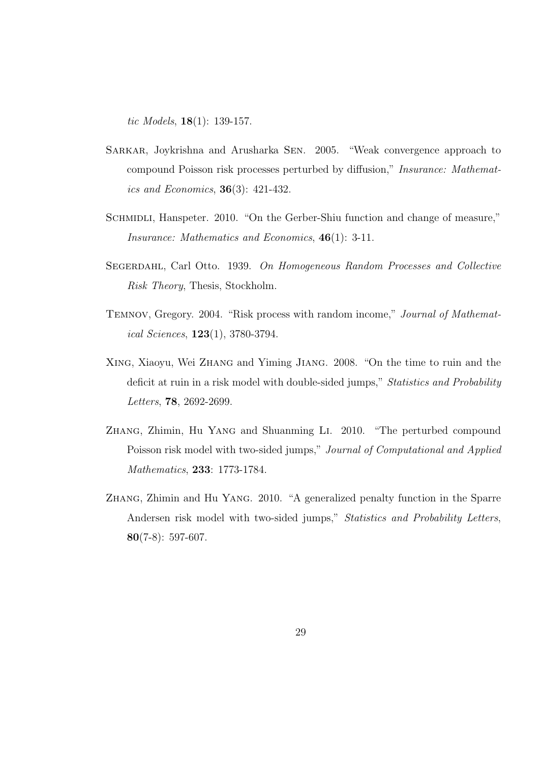*tic Models*, **18**(1): 139-157.

Sarkar, Joykrishna and Arusharka Sen. 2005. "Weak convergence approach to compound Poisson risk processes perturbed by diffusion," *Insurance: Mathematics and Economics*, **36**(3): 421-432.

Schmidli, Hanspeter. 2010. "On the Gerber-Shiu function and change of measure," *Insurance: Mathematics and Economics*, **46**(1): 3-11.

Segerdahl, Carl Otto. 1939. *On Homogeneous Random Processes and Collective Risk Theory*, Thesis, Stockholm.

Temnov, Gregory. 2004. "Risk process with random income," *Journal of Mathematical Sciences*, **123**(1), 3780-3794.

Xing, Xiaoyu, Wei Zhang and Yiming Jiang. 2008. "On the time to ruin and the deficit at ruin in a risk model with double-sided jumps," *Statistics and Probability Letters*, **78**, 2692-2699.

Zhang, Zhimin, Hu Yang and Shuanming Li. 2010. "The perturbed compound Poisson risk model with two-sided jumps," *Journal of Computational and Applied Mathematics*, **233**: 1773-1784.

Zhang, Zhimin and Hu Yang. 2010. "A generalized penalty function in the Sparre Andersen risk model with two-sided jumps," *Statistics and Probability Letters*, **80**(7-8): 597-607.